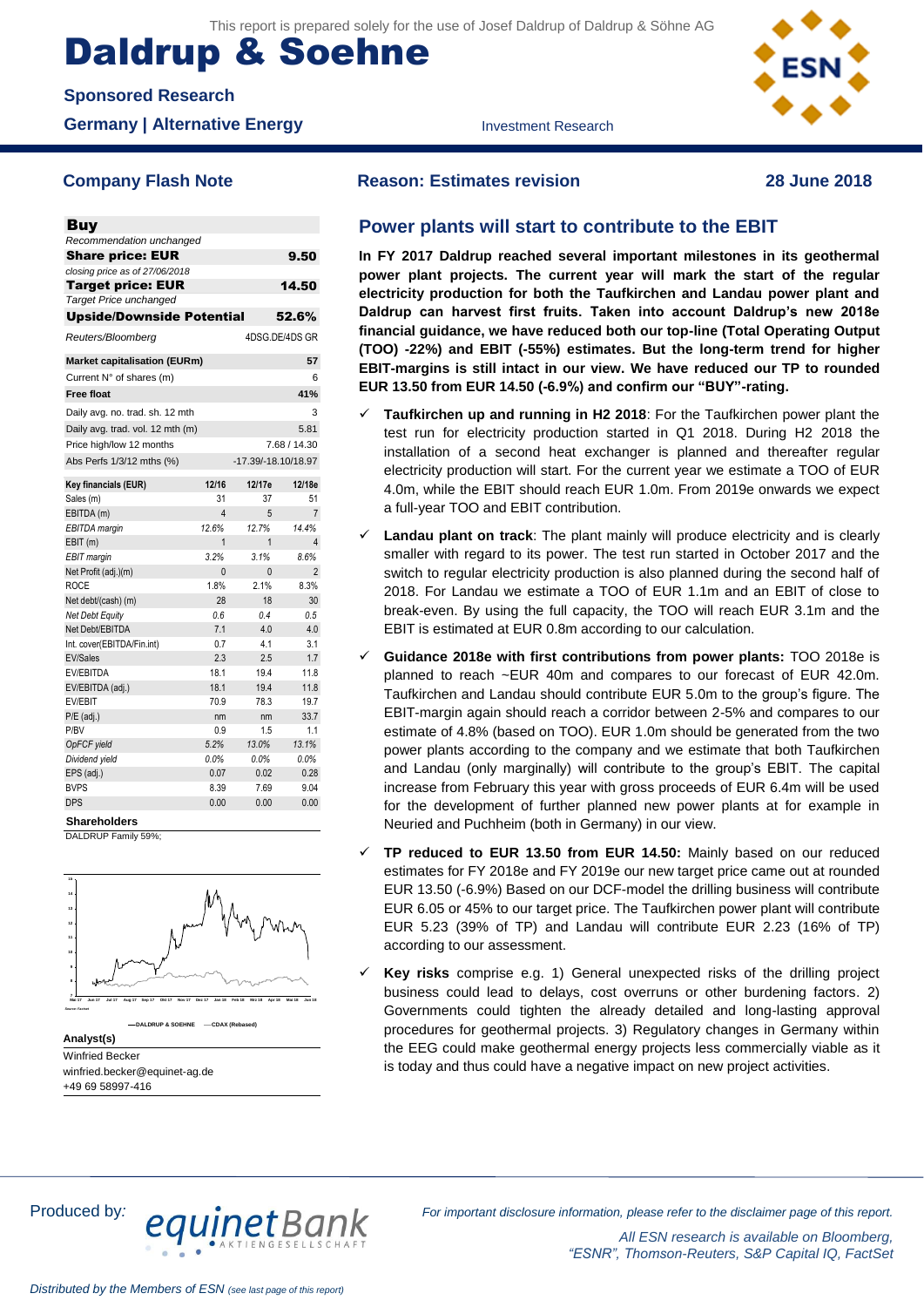This report is prepared solely for the use of Josef Daldrup of Daldrup & Söhne AG

# Daldrup & Soehne

**Sponsored Research**

**Germany | Alternative Energy**

Investment Research

## Company Flash Note

**Reason: Estimates revision**

**28 June 2018**

| **Buy** | |
|---|---|
| *Recommendation unchanged* | |
| **Share price: EUR** | **9.50** |
| *closing price as of 27/06/2018* | |
| **Target price: EUR** | **14.50** |
| *Target Price unchanged* | |
| **Upside/Downside Potential** | **52.6%** |
| *Reuters/Bloomberg* | 4DSG.DE/4DS GR |

| | |
|---|---|
| **Market capitalisation (EURm)** | **57** |
| Current N° of shares (m) | 6 |
| **Free float** | **41%** |
| Daily avg. no. trad. sh. 12 mth | 3 |
| Daily avg. trad. vol. 12 mth (m) | 5.81 |
| Price high/low 12 months | 7.68 / 14.30 |
| Abs Perfs 1/3/12 mths (%) | -17.39/-18.10/18.97 |

| **Key financials (EUR)** | **12/16** | **12/17e** | **12/18e** |
|---|---|---|---|
| Sales (m) | 31 | 37 | 51 |
| EBITDA (m) | 4 | 5 | 7 |
| *EBITDA margin* | *12.6%* | *12.7%* | *14.4%* |
| EBIT (m) | 1 | 1 | 4 |
| *EBIT margin* | *3.2%* | *3.1%* | *8.6%* |
| Net Profit (adj.)(m) | 0 | 0 | 2 |
| ROCE | 1.8% | 2.1% | 8.3% |
| Net debt/(cash) (m) | 28 | 18 | 30 |
| *Net Debt Equity* | *0.6* | *0.4* | *0.5* |
| Net Debt/EBITDA | 7.1 | 4.0 | 4.0 |
| Int. cover(EBITDA/Fin.int) | 0.7 | 4.1 | 3.1 |
| EV/Sales | 2.3 | 2.5 | 1.7 |
| EV/EBITDA | 18.1 | 19.4 | 11.8 |
| EV/EBITDA (adj.) | 18.1 | 19.4 | 11.8 |
| EV/EBIT | 70.9 | 78.3 | 19.7 |
| P/E (adj.) | nm | nm | 33.7 |
| P/BV | 0.9 | 1.5 | 1.1 |
| *OpFCF yield* | *5.2%* | *13.0%* | *13.1%* |
| *Dividend yield* | *0.0%* | *0.0%* | *0.0%* |
| EPS (adj.) | 0.07 | 0.02 | 0.28 |
| BVPS | 8.39 | 7.69 | 9.04 |
| DPS | 0.00 | 0.00 | 0.00 |

**Shareholders**

DALDRUP Family 59%;

—DALDRUP & SOEHNE —CDAX (Rebased)

Source: Factset

**Analyst(s)**

Winfried Becker
winfried.becker@equinet-ag.de
+49 69 58997-416

## Power plants will start to contribute to the EBIT

**In FY 2017 Daldrup reached several important milestones in its geothermal power plant projects. The current year will mark the start of the regular electricity production for both the Taufkirchen and Landau power plant and Daldrup can harvest first fruits. Taken into account Daldrup's new 2018e financial guidance, we have reduced both our top-line (Total Operating Output (TOO) -22%) and EBIT (-55%) estimates. But the long-term trend for higher EBIT-margins is still intact in our view. We have reduced our TP to rounded EUR 13.50 from EUR 14.50 (-6.9%) and confirm our "BUY"-rating.**

- ✓ **Taufkirchen up and running in H2 2018**: For the Taufkirchen power plant the test run for electricity production started in Q1 2018. During H2 2018 the installation of a second heat exchanger is planned and thereafter regular electricity production will start. For the current year we estimate a TOO of EUR 4.0m, while the EBIT should reach EUR 1.0m. From 2019e onwards we expect a full-year TOO and EBIT contribution.
- ✓ **Landau plant on track**: The plant mainly will produce electricity and is clearly smaller with regard to its power. The test run started in October 2017 and the switch to regular electricity production is also planned during the second half of 2018. For Landau we estimate a TOO of EUR 1.1m and an EBIT of close to break-even. By using the full capacity, the TOO will reach EUR 3.1m and the EBIT is estimated at EUR 0.8m according to our calculation.
- ✓ **Guidance 2018e with first contributions from power plants:** TOO 2018e is planned to reach ~EUR 40m and compares to our forecast of EUR 42.0m. Taufkirchen and Landau should contribute EUR 5.0m to the group's figure. The EBIT-margin again should reach a corridor between 2-5% and compares to our estimate of 4.8% (based on TOO). EUR 1.0m should be generated from the two power plants according to the company and we estimate that both Taufkirchen and Landau (only marginally) will contribute to the group's EBIT. The capital increase from February this year with gross proceeds of EUR 6.4m will be used for the development of further planned new power plants at for example in Neuried and Puchheim (both in Germany) in our view.
- ✓ **TP reduced to EUR 13.50 from EUR 14.50:** Mainly based on our reduced estimates for FY 2018e and FY 2019e our new target price came out at rounded EUR 13.50 (-6.9%) Based on our DCF-model the drilling business will contribute EUR 6.05 or 45% to our target price. The Taufkirchen power plant will contribute EUR 5.23 (39% of TP) and Landau will contribute EUR 2.23 (16% of TP) according to our assessment.
- ✓ **Key risks** comprise e.g. 1) General unexpected risks of the drilling project business could lead to delays, cost overruns or other burdening factors. 2) Governments could tighten the already detailed and long-lasting approval procedures for geothermal projects. 3) Regulatory changes in Germany within the EEG could make geothermal energy projects less commercially viable as it is today and thus could have a negative impact on new project activities.

Produced by: equinet Bank AKTIENGESELLSCHAFT

*For important disclosure information, please refer to the disclaimer page of this report.*

*All ESN research is available on Bloomberg, "ESNR", Thomson-Reuters, S&P Capital IQ, FactSet*

*Distributed by the Members of ESN (see last page of this report)*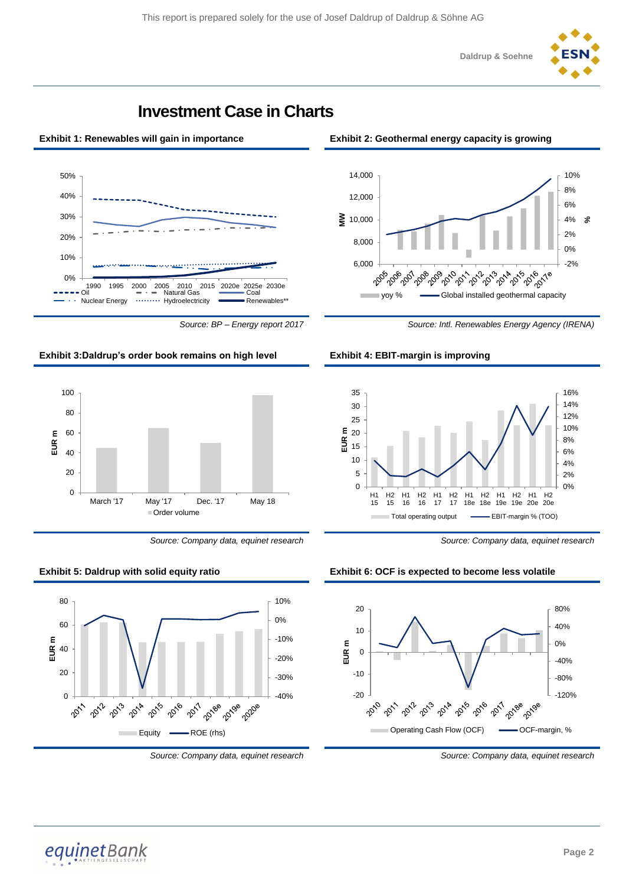# Investment Case in Charts

**Exhibit 1: Renewables will gain in importance**

*Source: BP – Energy report 2017*

**Exhibit 2: Geothermal energy capacity is growing**

*Source: Intl. Renewables Energy Agency (IRENA)*

**Exhibit 3:Daldrup's order book remains on high level**

*Source: Company data, equinet research*

**Exhibit 4: EBIT-margin is improving**

*Source: Company data, equinet research*

**Exhibit 5: Daldrup with solid equity ratio**

*Source: Company data, equinet research*

**Exhibit 6: OCF is expected to become less volatile**

*Source: Company data, equinet research*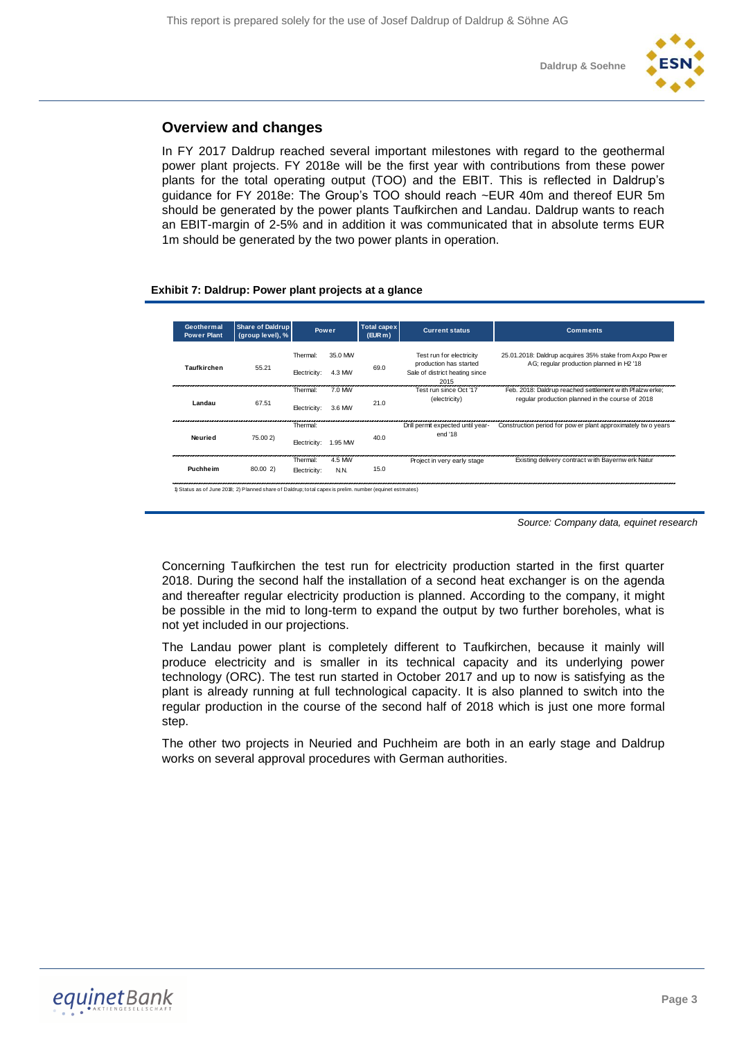## Overview and changes

In FY 2017 Daldrup reached several important milestones with regard to the geothermal power plant projects. FY 2018e will be the first year with contributions from these power plants for the total operating output (TOO) and the EBIT. This is reflected in Daldrup's guidance for FY 2018e: The Group's TOO should reach ~EUR 40m and thereof EUR 5m should be generated by the power plants Taufkirchen and Landau. Daldrup wants to reach an EBIT-margin of 2-5% and in addition it was communicated that in absolute terms EUR 1m should be generated by the two power plants in operation.

**Exhibit 7: Daldrup: Power plant projects at a glance**

| Geothermal Power Plant | Share of Daldrup (group level), % | Power | | Total capex (EUR m) | Current status | Comments |
|---|---|---|---|---|---|---|
| Taufkirchen | 55.21 | Thermal: | 35.0 MW | 69.0 | Test run for electricity production has started Sale of district heating since 2015 | 25.01.2018: Daldrup acquires 35% stake from Axpo Power AG; regular production planned in H2 '18 |
| | | Electricity: | 4.3 MW | | | |
| Landau | 67.51 | Thermal: | 7.0 MW | 21.0 | Test run since Oct '17 (electricity) | Feb. 2018: Daldrup reached settlement with Pfalzwerke; regular production planned in the course of 2018 |
| | | Electricity: | 3.6 MW | | | |
| Neuried | 75.00 2) | Thermal: | | 40.0 | Drill permit expected until year-end '18 | Construction period for power plant approximately two years |
| | | Electricity: | 1.95 MW | | | |
| Puchheim | 80.00 2) | Thermal: | 4.5 MW | 15.0 | Project in very early stage | Existing delivery contract with Bayernwerk Natur |
| | | Electricity: | N.N. | | | |

1) Status as of June 2018; 2) Planned share of Daldrup; total capex is prelim. number (equinet estmates)

*Source: Company data, equinet research*

Concerning Taufkirchen the test run for electricity production started in the first quarter 2018. During the second half the installation of a second heat exchanger is on the agenda and thereafter regular electricity production is planned. According to the company, it might be possible in the mid to long-term to expand the output by two further boreholes, what is not yet included in our projections.

The Landau power plant is completely different to Taufkirchen, because it mainly will produce electricity and is smaller in its technical capacity and its underlying power technology (ORC). The test run started in October 2017 and up to now is satisfying as the plant is already running at full technological capacity. It is also planned to switch into the regular production in the course of the second half of 2018 which is just one more formal step.

The other two projects in Neuried and Puchheim are both in an early stage and Daldrup works on several approval procedures with German authorities.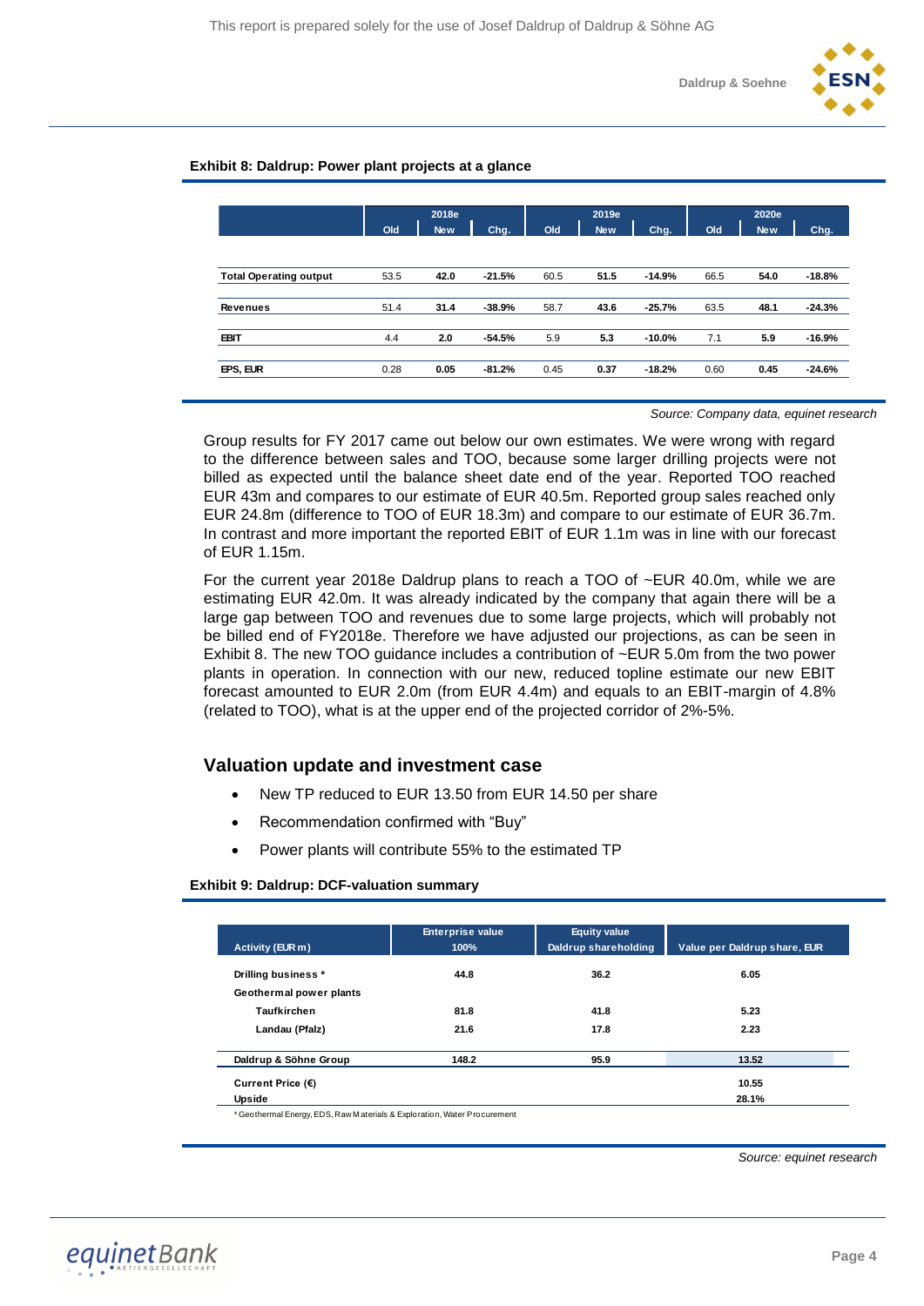**Exhibit 8: Daldrup: Power plant projects at a glance**

| | 2018e | | | 2019e | | | 2020e | | |
|---|---|---|---|---|---|---|---|---|---|
| | Old | New | Chg. | Old | New | Chg. | Old | New | Chg. |
| **Total Operating output** | 53.5 | **42.0** | **-21.5%** | 60.5 | **51.5** | **-14.9%** | 66.5 | **54.0** | **-18.8%** |
| **Revenues** | 51.4 | **31.4** | **-38.9%** | 58.7 | **43.6** | **-25.7%** | 63.5 | **48.1** | **-24.3%** |
| **EBIT** | 4.4 | **2.0** | **-54.5%** | 5.9 | **5.3** | **-10.0%** | 7.1 | **5.9** | **-16.9%** |
| **EPS, EUR** | 0.28 | **0.05** | **-81.2%** | 0.45 | **0.37** | **-18.2%** | 0.60 | **0.45** | **-24.6%** |

*Source: Company data, equinet research*

Group results for FY 2017 came out below our own estimates. We were wrong with regard to the difference between sales and TOO, because some larger drilling projects were not billed as expected until the balance sheet date end of the year. Reported TOO reached EUR 43m and compares to our estimate of EUR 40.5m. Reported group sales reached only EUR 24.8m (difference to TOO of EUR 18.3m) and compare to our estimate of EUR 36.7m. In contrast and more important the reported EBIT of EUR 1.1m was in line with our forecast of EUR 1.15m.

For the current year 2018e Daldrup plans to reach a TOO of ~EUR 40.0m, while we are estimating EUR 42.0m. It was already indicated by the company that again there will be a large gap between TOO and revenues due to some large projects, which will probably not be billed end of FY2018e. Therefore we have adjusted our projections, as can be seen in Exhibit 8. The new TOO guidance includes a contribution of ~EUR 5.0m from the two power plants in operation. In connection with our new, reduced topline estimate our new EBIT forecast amounted to EUR 2.0m (from EUR 4.4m) and equals to an EBIT-margin of 4.8% (related to TOO), what is at the upper end of the projected corridor of 2%-5%.

## Valuation update and investment case

- New TP reduced to EUR 13.50 from EUR 14.50 per share
- Recommendation confirmed with "Buy"
- Power plants will contribute 55% to the estimated TP

**Exhibit 9: Daldrup: DCF-valuation summary**

| Activity (EUR m) | Enterprise value 100% | Equity value Daldrup shareholding | Value per Daldrup share, EUR |
|---|---|---|---|
| **Drilling business \*** | **44.8** | **36.2** | **6.05** |
| **Geothermal power plants** | | | |
| **Taufkirchen** | **81.8** | **41.8** | **5.23** |
| **Landau (Pfalz)** | **21.6** | **17.8** | **2.23** |
| **Daldrup & Söhne Group** | **148.2** | **95.9** | **13.52** |
| **Current Price (€)** | | | **10.55** |
| **Upside** | | | **28.1%** |

\* Geothermal Energy, EDS, Raw Materials & Exploration, Water Procurement

*Source: equinet research*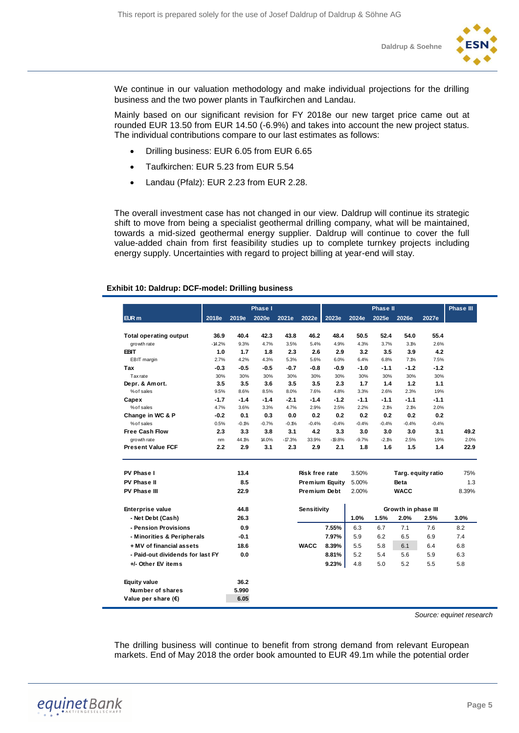We continue in our valuation methodology and make individual projections for the drilling business and the two power plants in Taufkirchen and Landau.

Mainly based on our significant revision for FY 2018e our new target price came out at rounded EUR 13.50 from EUR 14.50 (-6.9%) and takes into account the new project status. The individual contributions compare to our last estimates as follows:

- Drilling business: EUR 6.05 from EUR 6.65
- Taufkirchen: EUR 5.23 from EUR 5.54
- Landau (Pfalz): EUR 2.23 from EUR 2.28.

The overall investment case has not changed in our view. Daldrup will continue its strategic shift to move from being a specialist geothermal drilling company, what will be maintained, towards a mid-sized geothermal energy supplier. Daldrup will continue to cover the full value-added chain from first feasibility studies up to complete turnkey projects including energy supply. Uncertainties with regard to project billing at year-end will stay.

**Exhibit 10: Daldrup: DCF-model: Drilling business**

| | Phase I | | | | | Phase II | | | | | Phase III |
|---|---|---|---|---|---|---|---|---|---|---|---|
| EUR m | 2018e | 2019e | 2020e | 2021e | 2022e | 2023e | 2024e | 2025e | 2026e | 2027e | |
| **Total operating output** | **36.9** | **40.4** | **42.3** | **43.8** | **46.2** | **48.4** | **50.5** | **52.4** | **54.0** | **55.4** | |
| growth rate | -14.2% | 9.3% | 4.7% | 3.5% | 5.4% | 4.9% | 4.3% | 3.7% | 3.1% | 2.6% | |
| **EBIT** | **1.0** | **1.7** | **1.8** | **2.3** | **2.6** | **2.9** | **3.2** | **3.5** | **3.9** | **4.2** | |
| EBIT margin | 2.7% | 4.2% | 4.3% | 5.3% | 5.6% | 6.0% | 6.4% | 6.8% | 7.1% | 7.5% | |
| **Tax** | **-0.3** | **-0.5** | **-0.5** | **-0.7** | **-0.8** | **-0.9** | **-1.0** | **-1.1** | **-1.2** | **-1.2** | |
| Tax rate | 30% | 30% | 30% | 30% | 30% | 30% | 30% | 30% | 30% | 30% | |
| **Depr. & Amort.** | **3.5** | **3.5** | **3.6** | **3.5** | **3.5** | **2.3** | **1.7** | **1.4** | **1.2** | **1.1** | |
| % of sales | 9.5% | 8.6% | 8.5% | 8.0% | 7.6% | 4.8% | 3.3% | 2.6% | 2.3% | 1.9% | |
| **Capex** | **-1.7** | **-1.4** | **-1.4** | **-2.1** | **-1.4** | **-1.2** | **-1.1** | **-1.1** | **-1.1** | **-1.1** | |
| % of sales | 4.7% | 3.6% | 3.3% | 4.7% | 2.9% | 2.5% | 2.2% | 2.1% | 2.1% | 2.0% | |
| **Change in WC & P** | **-0.2** | **0.1** | **0.3** | **0.0** | **0.2** | **0.2** | **0.2** | **0.2** | **0.2** | **0.2** | |
| % of sales | 0.5% | -0.1% | -0.7% | -0.1% | -0.4% | -0.4% | -0.4% | -0.4% | -0.4% | -0.4% | |
| **Free Cash Flow** | **2.3** | **3.3** | **3.8** | **3.1** | **4.2** | **3.3** | **3.0** | **3.0** | **3.0** | **3.1** | **49.2** |
| growth rate | nm | 44.1% | 14.0% | -17.3% | 33.9% | -19.8% | -9.7% | -2.1% | 2.5% | 1.9% | 2.0% |
| **Present Value FCF** | **2.2** | **2.9** | **3.1** | **2.3** | **2.9** | **2.1** | **1.8** | **1.6** | **1.5** | **1.4** | **22.9** |

| | | | | |
|---|---|---|---|---|
| **PV Phase I** | 13.4 | **Risk free rate** 3.50% | **Targ. equity ratio** | 75% |
| **PV Phase II** | 8.5 | **Premium Equity** 5.00% | **Beta** | 1.3 |
| **PV Phase III** | 22.9 | **Premium Debt** 2.00% | **WACC** | 8.39% |

| | | | |
|---|---|---|---|
| **Enterprise value** | **44.8** | | |
| **- Net Debt (Cash)** | **26.3** | | |
| **- Pension Provisions** | **0.9** | | |
| **- Minorities & Peripherals** | **-0.1** | | |
| **+ MV of financial assets** | **18.6** | | |
| **- Paid-out dividends for last FY** | **0.0** | | |
| **+/- Other EV items** | | | |
| **Equity value** | **36.2** | | |
| **Number of shares** | **5.990** | | |
| **Value per share (€)** | **6.05** | | |

| **Sensitivity** | | Growth in phase III | | | | |
|---|---|---|---|---|---|---|
| | | **1.0%** | **1.5%** | **2.0%** | **2.5%** | **3.0%** |
| | **7.55%** | 6.3 | 6.7 | 7.1 | 7.6 | 8.2 |
| | **7.97%** | 5.9 | 6.2 | 6.5 | 6.9 | 7.4 |
| **WACC** | **8.39%** | 5.5 | 5.8 | 6.1 | 6.4 | 6.8 |
| | **8.81%** | 5.2 | 5.4 | 5.6 | 5.9 | 6.3 |
| | **9.23%** | 4.8 | 5.0 | 5.2 | 5.5 | 5.8 |

*Source: equinet research*

The drilling business will continue to benefit from strong demand from relevant European markets. End of May 2018 the order book amounted to EUR 49.1m while the potential order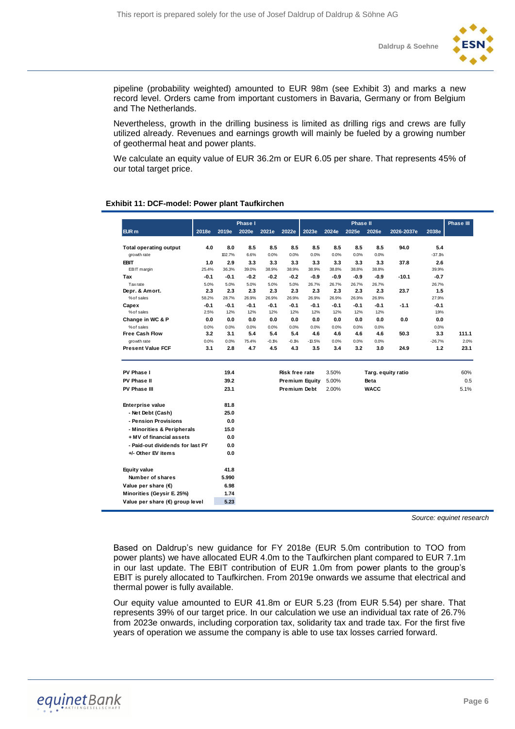pipeline (probability weighted) amounted to EUR 98m (see Exhibit 3) and marks a new record level. Orders came from important customers in Bavaria, Germany or from Belgium and The Netherlands.

Nevertheless, growth in the drilling business is limited as drilling rigs and crews are fully utilized already. Revenues and earnings growth will mainly be fueled by a growing number of geothermal heat and power plants.

We calculate an equity value of EUR 36.2m or EUR 6.05 per share. That represents 45% of our total target price.

**Exhibit 11: DCF-model: Power plant Taufkirchen**

| | | Phase I | | | | | Phase II | | | | | | Phase III |
|---|---|---|---|---|---|---|---|---|---|---|---|---|---|
| EUR m | 2018e | 2019e | 2020e | 2021e | 2022e | 2023e | 2024e | 2025e | 2026e | 2026-2037e | 2038e | |
| **Total operating output** | 4.0 | 8.0 | 8.5 | 8.5 | 8.5 | 8.5 | 8.5 | 8.5 | 8.5 | 94.0 | 5.4 | |
| growth rate | | 102.7% | 6.6% | 0.0% | 0.0% | 0.0% | 0.0% | 0.0% | 0.0% | | -37.1% | |
| **EBIT** | 1.0 | 2.9 | 3.3 | 3.3 | 3.3 | 3.3 | 3.3 | 3.3 | 3.3 | 37.8 | 2.6 | |
| EBIT margin | 25.4% | 36.3% | 39.0% | 38.9% | 38.9% | 38.9% | 38.8% | 38.8% | 38.8% | | 39.9% | |
| **Tax** | -0.1 | -0.1 | -0.2 | -0.2 | -0.2 | -0.9 | -0.9 | -0.9 | -0.9 | -10.1 | -0.7 | |
| Tax rate | 5.0% | 5.0% | 5.0% | 5.0% | 5.0% | 26.7% | 26.7% | 26.7% | 26.7% | | 26.7% | |
| **Depr. & Amort.** | 2.3 | 2.3 | 2.3 | 2.3 | 2.3 | 2.3 | 2.3 | 2.3 | 2.3 | 23.7 | 1.5 | |
| % of sales | 58.2% | 28.7% | 26.9% | 26.9% | 26.9% | 26.9% | 26.9% | 26.9% | 26.9% | | 27.9% | |
| **Capex** | -0.1 | -0.1 | -0.1 | -0.1 | -0.1 | -0.1 | -0.1 | -0.1 | -0.1 | -1.1 | -0.1 | |
| % of sales | 2.5% | 1.2% | 1.2% | 1.2% | 1.2% | 1.2% | 1.2% | 1.2% | 1.2% | | 1.9% | |
| **Change in WC & P** | 0.0 | 0.0 | 0.0 | 0.0 | 0.0 | 0.0 | 0.0 | 0.0 | 0.0 | 0.0 | 0.0 | |
| % of sales | 0.0% | 0.0% | 0.0% | 0.0% | 0.0% | 0.0% | 0.0% | 0.0% | 0.0% | | 0.0% | |
| **Free Cash Flow** | 3.2 | 3.1 | 5.4 | 5.4 | 5.4 | 4.6 | 4.6 | 4.6 | 4.6 | 50.3 | 3.3 | 111.1 |
| growth rate | 0.0% | 0.0% | 75.4% | -0.1% | -0.1% | -13.5% | 0.0% | 0.0% | 0.0% | | -26.7% | 2.0% |
| **Present Value FCF** | 3.1 | 2.8 | 4.7 | 4.5 | 4.3 | 3.5 | 3.4 | 3.2 | 3.0 | 24.9 | 1.2 | 23.1 |

| | | | | | |
|---|---|---|---|---|---|
| **PV Phase I** | 19.4 | **Risk free rate** | 3.50% | **Targ. equity ratio** | 60% |
| **PV Phase II** | 39.2 | **Premium Equity** | 5.00% | **Beta** | 0.5 |
| **PV Phase III** | 23.1 | **Premium Debt** | 2.00% | **WACC** | 5.1% |

| | |
|---|---|
| **Enterprise value** | 81.8 |
| - Net Debt (Cash) | 25.0 |
| - Pension Provisions | 0.0 |
| - Minorities & Peripherals | 15.0 |
| + MV of financial assets | 0.0 |
| - Paid-out dividends for last FY | 0.0 |
| +/- Other EV items | 0.0 |
| **Equity value** | 41.8 |
| Number of shares | 5.990 |
| **Value per share (€)** | 6.98 |
| **Minorities (Geysir E. 25%)** | 1.74 |
| **Value per share (€) group level** | 5.23 |

*Source: equinet research*

Based on Daldrup's new guidance for FY 2018e (EUR 5.0m contribution to TOO from power plants) we have allocated EUR 4.0m to the Taufkirchen plant compared to EUR 7.1m in our last update. The EBIT contribution of EUR 1.0m from power plants to the group's EBIT is purely allocated to Taufkirchen. From 2019e onwards we assume that electrical and thermal power is fully available.

Our equity value amounted to EUR 41.8m or EUR 5.23 (from EUR 5.54) per share. That represents 39% of our target price. In our calculation we use an individual tax rate of 26.7% from 2023e onwards, including corporation tax, solidarity tax and trade tax. For the first five years of operation we assume the company is able to use tax losses carried forward.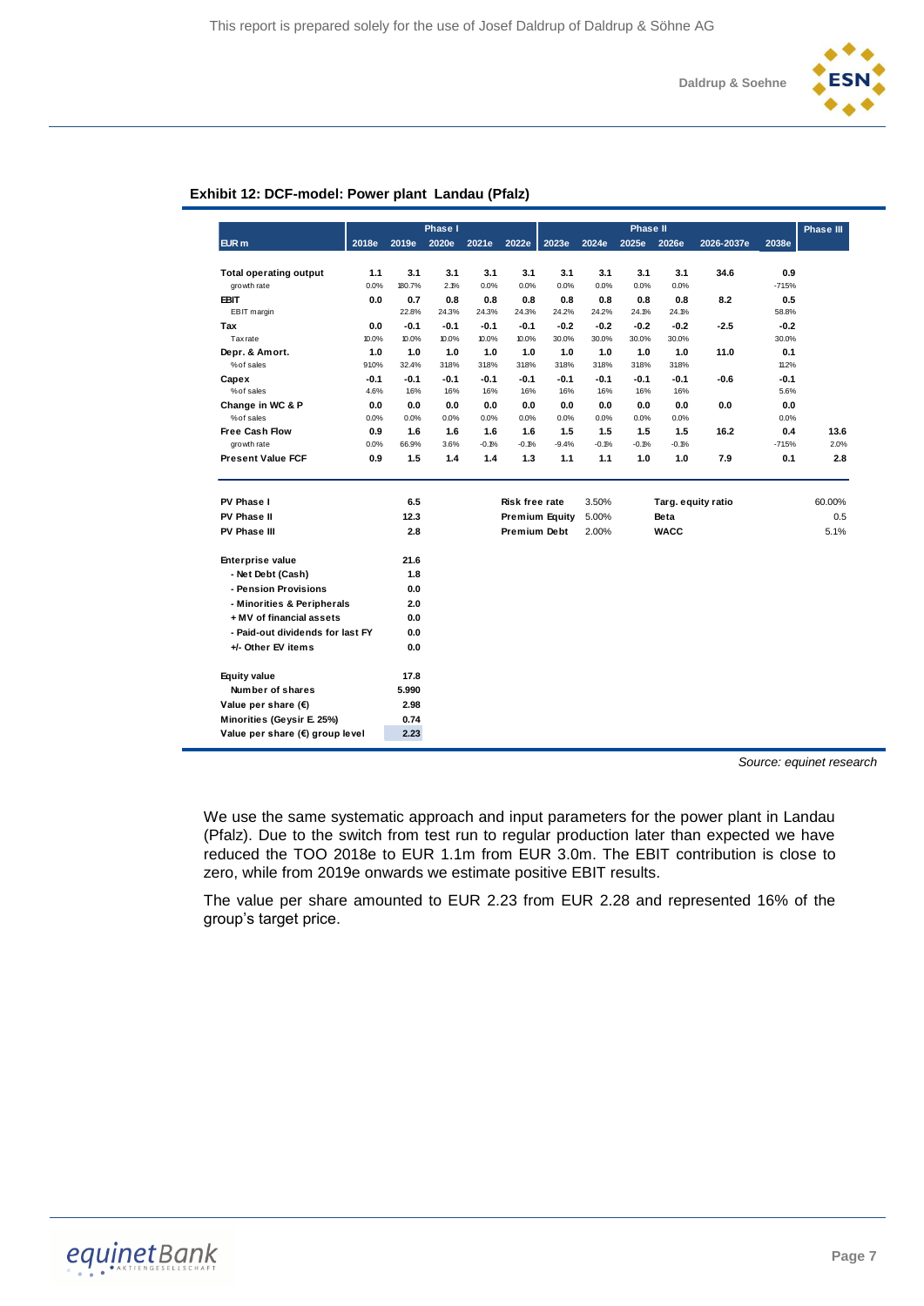This report is prepared solely for the use of Josef Daldrup of Daldrup & Söhne AG

**Exhibit 12: DCF-model: Power plant Landau (Pfalz)**

| EUR m | 2018e | 2019e | 2020e | 2021e | 2022e | 2023e | 2024e | 2025e | 2026e | 2026-2037e | 2038e | Phase III |
|---|---|---|---|---|---|---|---|---|---|---|---|---|
| | | | Phase I | | | | | Phase II | | | | |
| **Total operating output** | 1.1 | 3.1 | 3.1 | 3.1 | 3.1 | 3.1 | 3.1 | 3.1 | 3.1 | 34.6 | 0.9 | |
| growth rate | 0.0% | 180.7% | 2.1% | 0.0% | 0.0% | 0.0% | 0.0% | 0.0% | 0.0% | | -71.5% | |
| **EBIT** | 0.0 | 0.7 | 0.8 | 0.8 | 0.8 | 0.8 | 0.8 | 0.8 | 0.8 | 8.2 | 0.5 | |
| EBIT margin | | 22.8% | 24.3% | 24.3% | 24.3% | 24.2% | 24.2% | 24.1% | 24.1% | | 58.8% | |
| **Tax** | 0.0 | -0.1 | -0.1 | -0.1 | -0.1 | -0.2 | -0.2 | -0.2 | -0.2 | -2.5 | -0.2 | |
| Tax rate | 10.0% | 10.0% | 10.0% | 10.0% | 10.0% | 30.0% | 30.0% | 30.0% | 30.0% | | 30.0% | |
| **Depr. & Amort.** | 1.0 | 1.0 | 1.0 | 1.0 | 1.0 | 1.0 | 1.0 | 1.0 | 1.0 | 11.0 | 0.1 | |
| % of sales | 91.0% | 32.4% | 31.8% | 31.8% | 31.8% | 31.8% | 31.8% | 31.8% | 31.8% | | 11.2% | |
| **Capex** | -0.1 | -0.1 | -0.1 | -0.1 | -0.1 | -0.1 | -0.1 | -0.1 | -0.1 | -0.6 | -0.1 | |
| % of sales | 4.6% | 1.6% | 1.6% | 1.6% | 1.6% | 1.6% | 1.6% | 1.6% | 1.6% | | 5.6% | |
| **Change in WC & P** | 0.0 | 0.0 | 0.0 | 0.0 | 0.0 | 0.0 | 0.0 | 0.0 | 0.0 | 0.0 | 0.0 | |
| % of sales | 0.0% | 0.0% | 0.0% | 0.0% | 0.0% | 0.0% | 0.0% | 0.0% | 0.0% | | 0.0% | |
| **Free Cash Flow** | 0.9 | 1.6 | 1.6 | 1.6 | 1.6 | 1.5 | 1.5 | 1.5 | 1.5 | 16.2 | 0.4 | 13.6 |
| growth rate | 0.0% | 66.9% | 3.6% | -0.1% | -0.1% | -9.4% | -0.1% | -0.1% | -0.1% | | -71.5% | 2.0% |
| **Present Value FCF** | 0.9 | 1.5 | 1.4 | 1.4 | 1.3 | 1.1 | 1.1 | 1.0 | 1.0 | 7.9 | 0.1 | 2.8 |

| | | | | | |
|---|---|---|---|---|---|
| **PV Phase I** | 6.5 | **Risk free rate** | 3.50% | **Targ. equity ratio** | 60.00% |
| **PV Phase II** | 12.3 | **Premium Equity** | 5.00% | **Beta** | 0.5 |
| **PV Phase III** | 2.8 | **Premium Debt** | 2.00% | **WACC** | 5.1% |

| | |
|---|---|
| **Enterprise value** | 21.6 |
| - Net Debt (Cash) | 1.8 |
| - Pension Provisions | 0.0 |
| - Minorities & Peripherals | 2.0 |
| + MV of financial assets | 0.0 |
| - Paid-out dividends for last FY | 0.0 |
| +/- Other EV items | 0.0 |
| **Equity value** | 17.8 |
| Number of shares | 5.990 |
| **Value per share (€)** | 2.98 |
| **Minorities (Geysir E. 25%)** | 0.74 |
| **Value per share (€) group level** | 2.23 |

*Source: equinet research*

We use the same systematic approach and input parameters for the power plant in Landau (Pfalz). Due to the switch from test run to regular production later than expected we have reduced the TOO 2018e to EUR 1.1m from EUR 3.0m. The EBIT contribution is close to zero, while from 2019e onwards we estimate positive EBIT results.

The value per share amounted to EUR 2.23 from EUR 2.28 and represented 16% of the group's target price.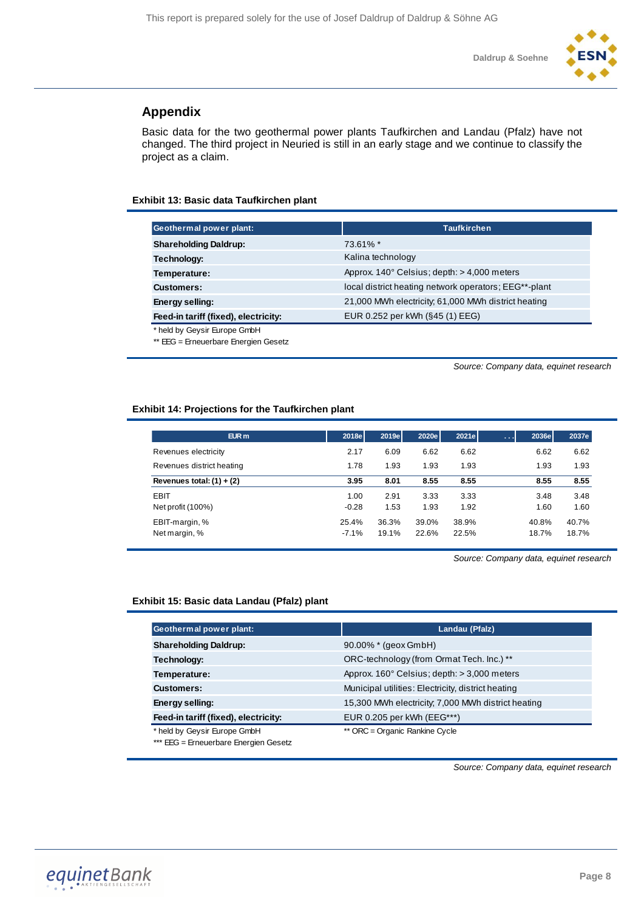## Appendix

Basic data for the two geothermal power plants Taufkirchen and Landau (Pfalz) have not changed. The third project in Neuried is still in an early stage and we continue to classify the project as a claim.

**Exhibit 13: Basic data Taufkirchen plant**

| Geothermal power plant: | Taufkirchen |
|---|---|
| **Shareholding Daldrup:** | 73.61% * |
| **Technology:** | Kalina technology |
| **Temperature:** | Approx. 140° Celsius; depth: > 4,000 meters |
| **Customers:** | local district heating network operators; EEG**-plant |
| **Energy selling:** | 21,000 MWh electricity, 61,000 MWh district heating |
| **Feed-in tariff (fixed), electricity:** | EUR 0.252 per kWh (§45 (1) EEG) |

\* held by Geysir Europe GmbH
** EEG = Erneuerbare Energien Gesetz

*Source: Company data, equinet research*

**Exhibit 14: Projections for the Taufkirchen plant**

| EUR m | 2018e | 2019e | 2020e | 2021e | ... | 2036e | 2037e |
|---|---|---|---|---|---|---|---|
| Revenues electricity | 2.17 | 6.09 | 6.62 | 6.62 | | 6.62 | 6.62 |
| Revenues district heating | 1.78 | 1.93 | 1.93 | 1.93 | | 1.93 | 1.93 |
| **Revenues total: (1) + (2)** | **3.95** | **8.01** | **8.55** | **8.55** | | **8.55** | **8.55** |
| EBIT | 1.00 | 2.91 | 3.33 | 3.33 | | 3.48 | 3.48 |
| Net profit (100%) | -0.28 | 1.53 | 1.93 | 1.92 | | 1.60 | 1.60 |
| EBIT-margin, % | 25.4% | 36.3% | 39.0% | 38.9% | | 40.8% | 40.7% |
| Net margin, % | -7.1% | 19.1% | 22.6% | 22.5% | | 18.7% | 18.7% |

*Source: Company data, equinet research*

**Exhibit 15: Basic data Landau (Pfalz) plant**

| Geothermal power plant: | Landau (Pfalz) |
|---|---|
| **Shareholding Daldrup:** | 90.00% * (geox GmbH) |
| **Technology:** | ORC-technology (from Ormat Tech. Inc.) ** |
| **Temperature:** | Approx. 160° Celsius; depth: > 3,000 meters |
| **Customers:** | Municipal utilities: Electricity, district heating |
| **Energy selling:** | 15,300 MWh electricity, 7,000 MWh district heating |
| **Feed-in tariff (fixed), electricity:** | EUR 0.205 per kWh (EEG***) |

\* held by Geysir Europe GmbH
** ORC = Organic Rankine Cycle
*** EEG = Erneuerbare Energien Gesetz

*Source: Company data, equinet research*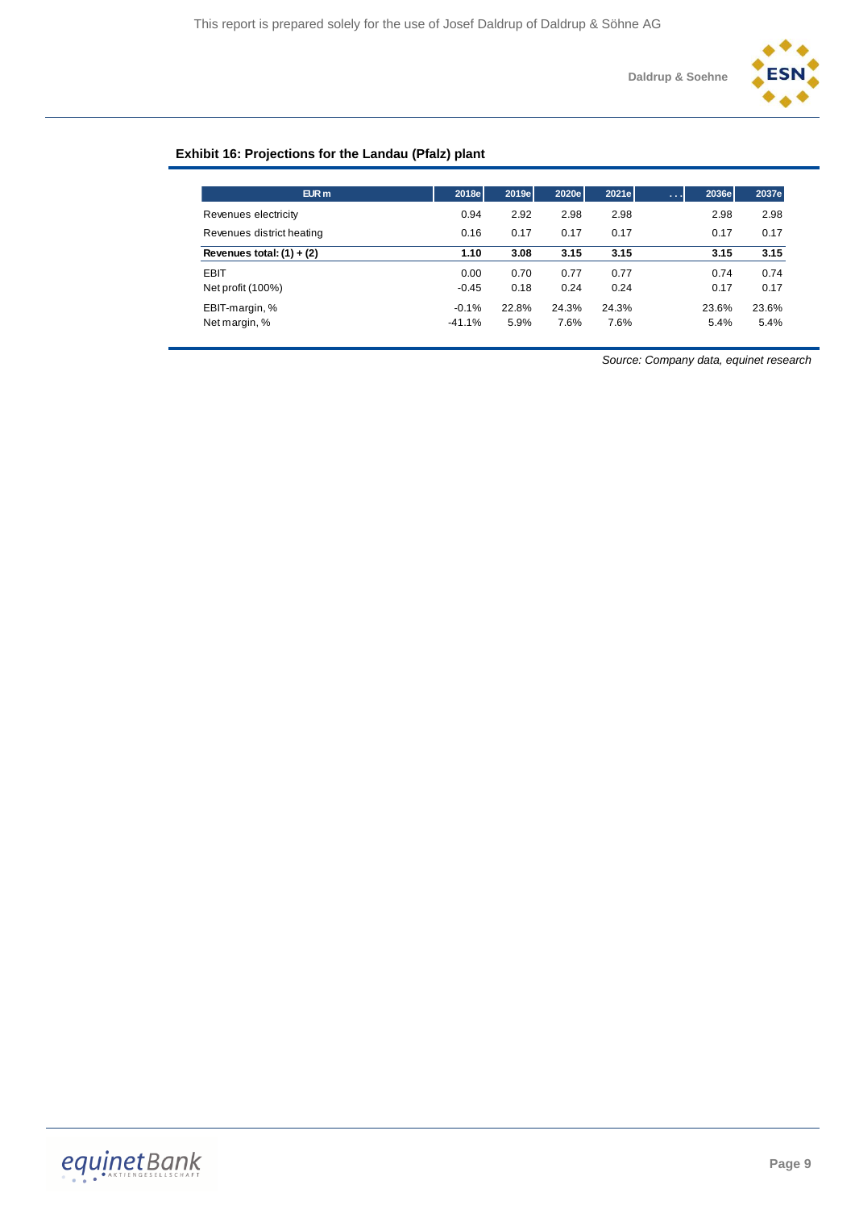**Exhibit 16: Projections for the Landau (Pfalz) plant**

| EUR m | 2018e | 2019e | 2020e | 2021e | ... | 2036e | 2037e |
|---|---|---|---|---|---|---|---|
| Revenues electricity | 0.94 | 2.92 | 2.98 | 2.98 | | 2.98 | 2.98 |
| Revenues district heating | 0.16 | 0.17 | 0.17 | 0.17 | | 0.17 | 0.17 |
| **Revenues total: (1) + (2)** | **1.10** | **3.08** | **3.15** | **3.15** | | **3.15** | **3.15** |
| EBIT | 0.00 | 0.70 | 0.77 | 0.77 | | 0.74 | 0.74 |
| Net profit (100%) | -0.45 | 0.18 | 0.24 | 0.24 | | 0.17 | 0.17 |
| EBIT-margin, % | -0.1% | 22.8% | 24.3% | 24.3% | | 23.6% | 23.6% |
| Net margin, % | -41.1% | 5.9% | 7.6% | 7.6% | | 5.4% | 5.4% |

*Source: Company data, equinet research*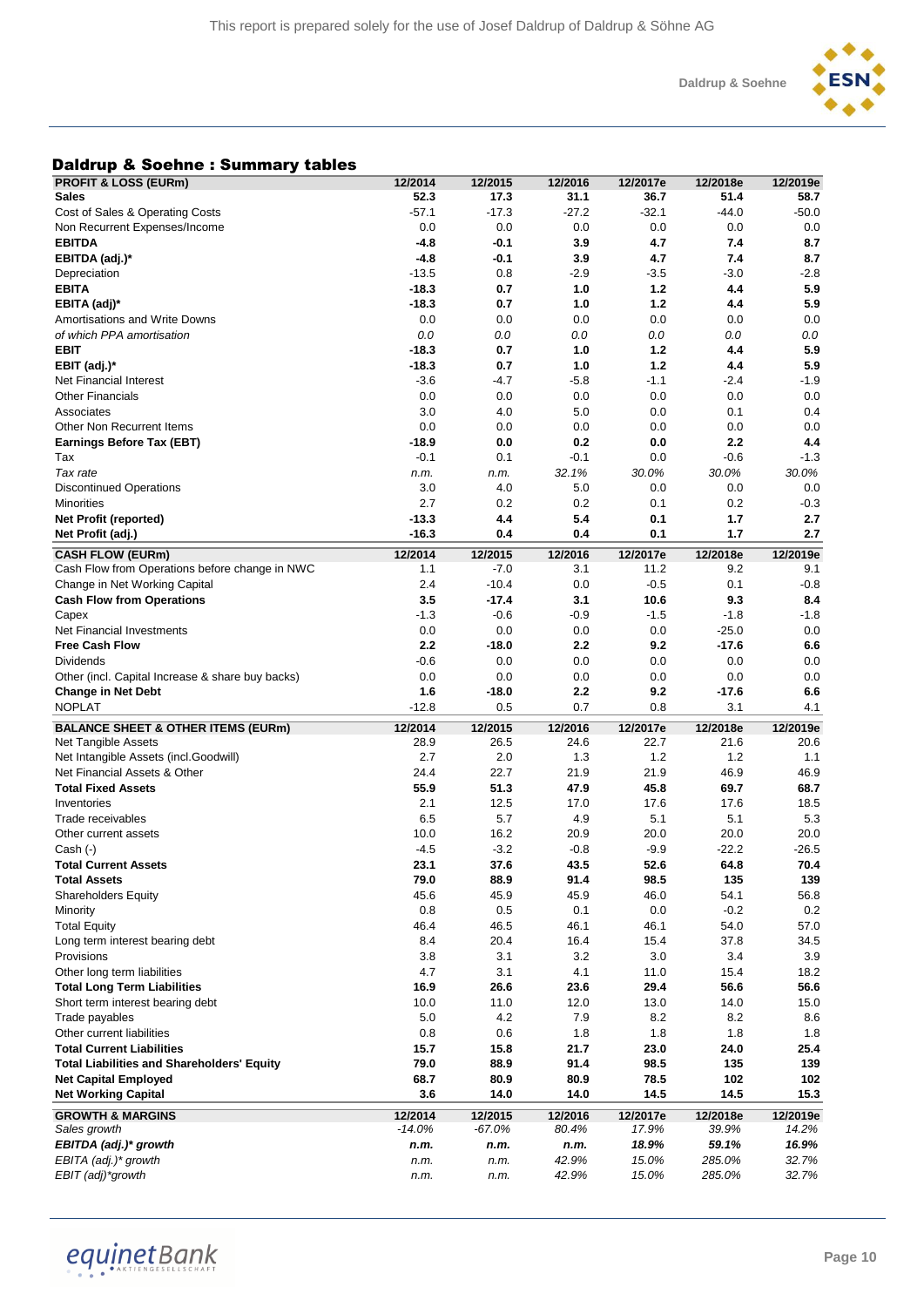## Daldrup & Soehne : Summary tables

| PROFIT & LOSS (EURm) | 12/2014 | 12/2015 | 12/2016 | 12/2017e | 12/2018e | 12/2019e |
|---|---|---|---|---|---|---|
| **Sales** | **52.3** | **17.3** | **31.1** | **36.7** | **51.4** | **58.7** |
| Cost of Sales & Operating Costs | -57.1 | -17.3 | -27.2 | -32.1 | -44.0 | -50.0 |
| Non Recurrent Expenses/Income | 0.0 | 0.0 | 0.0 | 0.0 | 0.0 | 0.0 |
| **EBITDA** | **-4.8** | **-0.1** | **3.9** | **4.7** | **7.4** | **8.7** |
| **EBITDA (adj.)*** | **-4.8** | **-0.1** | **3.9** | **4.7** | **7.4** | **8.7** |
| Depreciation | -13.5 | 0.8 | -2.9 | -3.5 | -3.0 | -2.8 |
| **EBITA** | **-18.3** | **0.7** | **1.0** | **1.2** | **4.4** | **5.9** |
| **EBITA (adj)*** | **-18.3** | **0.7** | **1.0** | **1.2** | **4.4** | **5.9** |
| Amortisations and Write Downs | 0.0 | 0.0 | 0.0 | 0.0 | 0.0 | 0.0 |
| *of which PPA amortisation* | *0.0* | *0.0* | *0.0* | *0.0* | *0.0* | *0.0* |
| **EBIT** | **-18.3** | **0.7** | **1.0** | **1.2** | **4.4** | **5.9** |
| **EBIT (adj.)*** | **-18.3** | **0.7** | **1.0** | **1.2** | **4.4** | **5.9** |
| Net Financial Interest | -3.6 | -4.7 | -5.8 | -1.1 | -2.4 | -1.9 |
| Other Financials | 0.0 | 0.0 | 0.0 | 0.0 | 0.0 | 0.0 |
| Associates | 3.0 | 4.0 | 5.0 | 0.0 | 0.1 | 0.4 |
| Other Non Recurrent Items | 0.0 | 0.0 | 0.0 | 0.0 | 0.0 | 0.0 |
| **Earnings Before Tax (EBT)** | **-18.9** | **0.0** | **0.2** | **0.0** | **2.2** | **4.4** |
| Tax | -0.1 | 0.1 | -0.1 | 0.0 | -0.6 | -1.3 |
| *Tax rate* | *n.m.* | *n.m.* | *32.1%* | *30.0%* | *30.0%* | *30.0%* |
| Discontinued Operations | 3.0 | 4.0 | 5.0 | 0.0 | 0.0 | 0.0 |
| Minorities | 2.7 | 0.2 | 0.2 | 0.1 | 0.2 | -0.3 |
| **Net Profit (reported)** | **-13.3** | **4.4** | **5.4** | **0.1** | **1.7** | **2.7** |
| **Net Profit (adj.)** | **-16.3** | **0.4** | **0.4** | **0.1** | **1.7** | **2.7** |

| CASH FLOW (EURm) | 12/2014 | 12/2015 | 12/2016 | 12/2017e | 12/2018e | 12/2019e |
|---|---|---|---|---|---|---|
| Cash Flow from Operations before change in NWC | 1.1 | -7.0 | 3.1 | 11.2 | 9.2 | 9.1 |
| Change in Net Working Capital | 2.4 | -10.4 | 0.0 | -0.5 | 0.1 | -0.8 |
| **Cash Flow from Operations** | **3.5** | **-17.4** | **3.1** | **10.6** | **9.3** | **8.4** |
| Capex | -1.3 | -0.6 | -0.9 | -1.5 | -1.8 | -1.8 |
| Net Financial Investments | 0.0 | 0.0 | 0.0 | 0.0 | -25.0 | 0.0 |
| **Free Cash Flow** | **2.2** | **-18.0** | **2.2** | **9.2** | **-17.6** | **6.6** |
| Dividends | -0.6 | 0.0 | 0.0 | 0.0 | 0.0 | 0.0 |
| Other (incl. Capital Increase & share buy backs) | 0.0 | 0.0 | 0.0 | 0.0 | 0.0 | 0.0 |
| **Change in Net Debt** | **1.6** | **-18.0** | **2.2** | **9.2** | **-17.6** | **6.6** |
| NOPLAT | -12.8 | 0.5 | 0.7 | 0.8 | 3.1 | 4.1 |

| BALANCE SHEET & OTHER ITEMS (EURm) | 12/2014 | 12/2015 | 12/2016 | 12/2017e | 12/2018e | 12/2019e |
|---|---|---|---|---|---|---|
| Net Tangible Assets | 28.9 | 26.5 | 24.6 | 22.7 | 21.6 | 20.6 |
| Net Intangible Assets (incl.Goodwill) | 2.7 | 2.0 | 1.3 | 1.2 | 1.2 | 1.1 |
| Net Financial Assets & Other | 24.4 | 22.7 | 21.9 | 21.9 | 46.9 | 46.9 |
| **Total Fixed Assets** | **55.9** | **51.3** | **47.9** | **45.8** | **69.7** | **68.7** |
| Inventories | 2.1 | 12.5 | 17.0 | 17.6 | 17.6 | 18.5 |
| Trade receivables | 6.5 | 5.7 | 4.9 | 5.1 | 5.1 | 5.3 |
| Other current assets | 10.0 | 16.2 | 20.9 | 20.0 | 20.0 | 20.0 |
| Cash (-) | -4.5 | -3.2 | -0.8 | -9.9 | -22.2 | -26.5 |
| **Total Current Assets** | **23.1** | **37.6** | **43.5** | **52.6** | **64.8** | **70.4** |
| **Total Assets** | **79.0** | **88.9** | **91.4** | **98.5** | **135** | **139** |
| Shareholders Equity | 45.6 | 45.9 | 45.9 | 46.0 | 54.1 | 56.8 |
| Minority | 0.8 | 0.5 | 0.1 | 0.0 | -0.2 | 0.2 |
| Total Equity | 46.4 | 46.5 | 46.1 | 46.1 | 54.0 | 57.0 |
| Long term interest bearing debt | 8.4 | 20.4 | 16.4 | 15.4 | 37.8 | 34.5 |
| Provisions | 3.8 | 3.1 | 3.2 | 3.0 | 3.4 | 3.9 |
| Other long term liabilities | 4.7 | 3.1 | 4.1 | 11.0 | 15.4 | 18.2 |
| **Total Long Term Liabilities** | **16.9** | **26.6** | **23.6** | **29.4** | **56.6** | **56.6** |
| Short term interest bearing debt | 10.0 | 11.0 | 12.0 | 13.0 | 14.0 | 15.0 |
| Trade payables | 5.0 | 4.2 | 7.9 | 8.2 | 8.2 | 8.6 |
| Other current liabilities | 0.8 | 0.6 | 1.8 | 1.8 | 1.8 | 1.8 |
| **Total Current Liabilities** | **15.7** | **15.8** | **21.7** | **23.0** | **24.0** | **25.4** |
| **Total Liabilities and Shareholders' Equity** | **79.0** | **88.9** | **91.4** | **98.5** | **135** | **139** |
| **Net Capital Employed** | **68.7** | **80.9** | **80.9** | **78.5** | **102** | **102** |
| **Net Working Capital** | **3.6** | **14.0** | **14.0** | **14.5** | **14.5** | **15.3** |

| GROWTH & MARGINS | 12/2014 | 12/2015 | 12/2016 | 12/2017e | 12/2018e | 12/2019e |
|---|---|---|---|---|---|---|
| *Sales growth* | *-14.0%* | *-67.0%* | *80.4%* | *17.9%* | *39.9%* | *14.2%* |
| ***EBITDA (adj.)* growth*** | ***n.m.*** | ***n.m.*** | ***n.m.*** | ***18.9%*** | ***59.1%*** | ***16.9%*** |
| *EBITA (adj.)* growth* | *n.m.* | *n.m.* | *42.9%* | *15.0%* | *285.0%* | *32.7%* |
| *EBIT (adj)*growth* | *n.m.* | *n.m.* | *42.9%* | *15.0%* | *285.0%* | *32.7%* |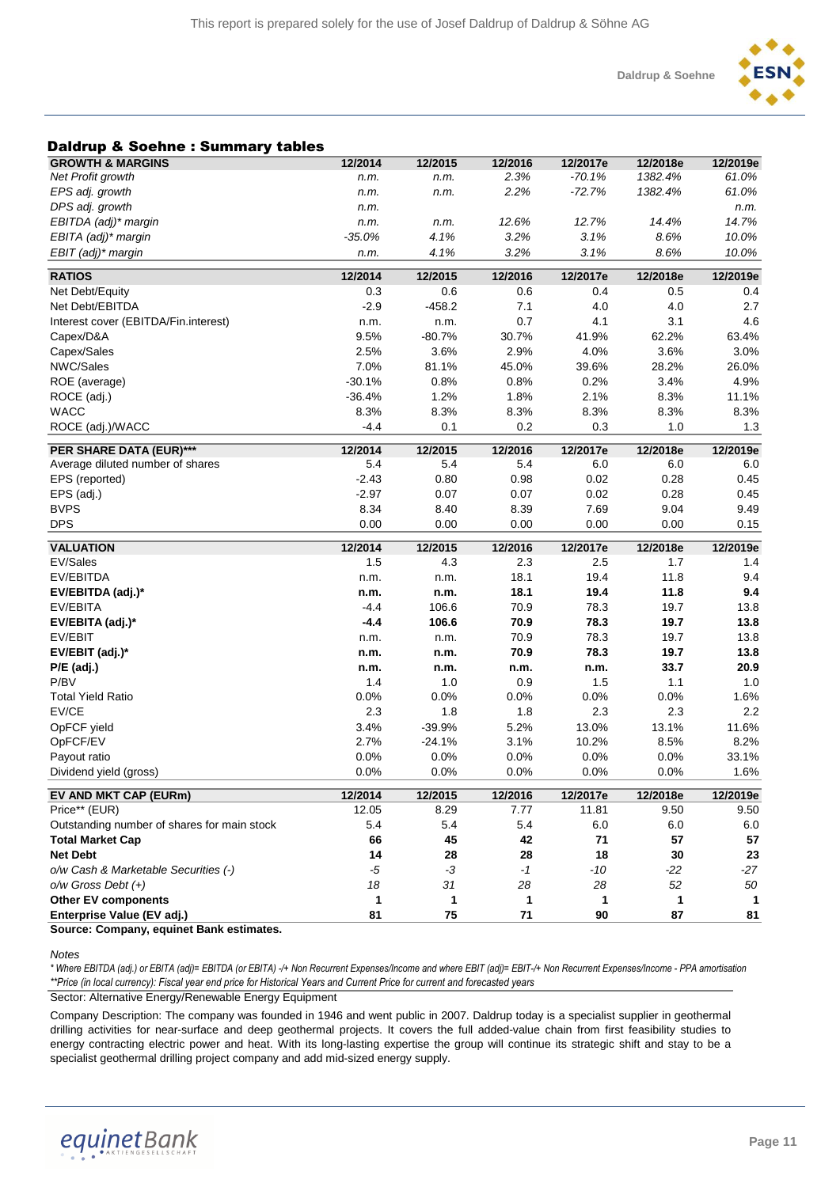## Daldrup & Soehne : Summary tables

| GROWTH & MARGINS | 12/2014 | 12/2015 | 12/2016 | 12/2017e | 12/2018e | 12/2019e |
|---|---|---|---|---|---|---|
| *Net Profit growth* | *n.m.* | *n.m.* | *2.3%* | *-70.1%* | *1382.4%* | *61.0%* |
| *EPS adj. growth* | *n.m.* | *n.m.* | *2.2%* | *-72.7%* | *1382.4%* | *61.0%* |
| *DPS adj. growth* | *n.m.* | | | | | *n.m.* |
| *EBITDA (adj)\* margin* | *n.m.* | *n.m.* | *12.6%* | *12.7%* | *14.4%* | *14.7%* |
| *EBITA (adj)\* margin* | *-35.0%* | *4.1%* | *3.2%* | *3.1%* | *8.6%* | *10.0%* |
| *EBIT (adj)\* margin* | *n.m.* | *4.1%* | *3.2%* | *3.1%* | *8.6%* | *10.0%* |
| **RATIOS** | **12/2014** | **12/2015** | **12/2016** | **12/2017e** | **12/2018e** | **12/2019e** |
| Net Debt/Equity | 0.3 | 0.6 | 0.6 | 0.4 | 0.5 | 0.4 |
| Net Debt/EBITDA | -2.9 | -458.2 | 7.1 | 4.0 | 4.0 | 2.7 |
| Interest cover (EBITDA/Fin.interest) | n.m. | n.m. | 0.7 | 4.1 | 3.1 | 4.6 |
| Capex/D&A | 9.5% | -80.7% | 30.7% | 41.9% | 62.2% | 63.4% |
| Capex/Sales | 2.5% | 3.6% | 2.9% | 4.0% | 3.6% | 3.0% |
| NWC/Sales | 7.0% | 81.1% | 45.0% | 39.6% | 28.2% | 26.0% |
| ROE (average) | -30.1% | 0.8% | 0.8% | 0.2% | 3.4% | 4.9% |
| ROCE (adj.) | -36.4% | 1.2% | 1.8% | 2.1% | 8.3% | 11.1% |
| WACC | 8.3% | 8.3% | 8.3% | 8.3% | 8.3% | 8.3% |
| ROCE (adj.)/WACC | -4.4 | 0.1 | 0.2 | 0.3 | 1.0 | 1.3 |
| **PER SHARE DATA (EUR)\*\*\*** | **12/2014** | **12/2015** | **12/2016** | **12/2017e** | **12/2018e** | **12/2019e** |
| Average diluted number of shares | 5.4 | 5.4 | 5.4 | 6.0 | 6.0 | 6.0 |
| EPS (reported) | -2.43 | 0.80 | 0.98 | 0.02 | 0.28 | 0.45 |
| EPS (adj.) | -2.97 | 0.07 | 0.07 | 0.02 | 0.28 | 0.45 |
| BVPS | 8.34 | 8.40 | 8.39 | 7.69 | 9.04 | 9.49 |
| DPS | 0.00 | 0.00 | 0.00 | 0.00 | 0.00 | 0.15 |
| **VALUATION** | **12/2014** | **12/2015** | **12/2016** | **12/2017e** | **12/2018e** | **12/2019e** |
| EV/Sales | 1.5 | 4.3 | 2.3 | 2.5 | 1.7 | 1.4 |
| EV/EBITDA | n.m. | n.m. | 18.1 | 19.4 | 11.8 | 9.4 |
| **EV/EBITDA (adj.)\*** | **n.m.** | **n.m.** | **18.1** | **19.4** | **11.8** | **9.4** |
| EV/EBITA | -4.4 | 106.6 | 70.9 | 78.3 | 19.7 | 13.8 |
| **EV/EBITA (adj.)\*** | **-4.4** | **106.6** | **70.9** | **78.3** | **19.7** | **13.8** |
| EV/EBIT | n.m. | n.m. | 70.9 | 78.3 | 19.7 | 13.8 |
| **EV/EBIT (adj.)\*** | **n.m.** | **n.m.** | **70.9** | **78.3** | **19.7** | **13.8** |
| **P/E (adj.)** | **n.m.** | **n.m.** | **n.m.** | **n.m.** | **33.7** | **20.9** |
| P/BV | 1.4 | 1.0 | 0.9 | 1.5 | 1.1 | 1.0 |
| Total Yield Ratio | 0.0% | 0.0% | 0.0% | 0.0% | 0.0% | 1.6% |
| EV/CE | 2.3 | 1.8 | 1.8 | 2.3 | 2.3 | 2.2 |
| OpFCF yield | 3.4% | -39.9% | 5.2% | 13.0% | 13.1% | 11.6% |
| OpFCF/EV | 2.7% | -24.1% | 3.1% | 10.2% | 8.5% | 8.2% |
| Payout ratio | 0.0% | 0.0% | 0.0% | 0.0% | 0.0% | 33.1% |
| Dividend yield (gross) | 0.0% | 0.0% | 0.0% | 0.0% | 0.0% | 1.6% |
| **EV AND MKT CAP (EURm)** | **12/2014** | **12/2015** | **12/2016** | **12/2017e** | **12/2018e** | **12/2019e** |
| Price\*\* (EUR) | 12.05 | 8.29 | 7.77 | 11.81 | 9.50 | 9.50 |
| Outstanding number of shares for main stock | 5.4 | 5.4 | 5.4 | 6.0 | 6.0 | 6.0 |
| **Total Market Cap** | **66** | **45** | **42** | **71** | **57** | **57** |
| **Net Debt** | **14** | **28** | **28** | **18** | **30** | **23** |
| *o/w Cash & Marketable Securities (-)* | *-5* | *-3* | *-1* | *-10* | *-22* | *-27* |
| *o/w Gross Debt (+)* | *18* | *31* | *28* | *28* | *52* | *50* |
| **Other EV components** | **1** | **1** | **1** | **1** | **1** | **1** |
| **Enterprise Value (EV adj.)** | **81** | **75** | **71** | **90** | **87** | **81** |

**Source: Company, equinet Bank estimates.**

*Notes*

*\* Where EBITDA (adj.) or EBITA (adj)= EBITDA (or EBITA) -/+ Non Recurrent Expenses/Income and where EBIT (adj)= EBIT-/+ Non Recurrent Expenses/Income - PPA amortisation*
*\*\*Price (in local currency): Fiscal year end price for Historical Years and Current Price for current and forecasted years*

Sector: Alternative Energy/Renewable Energy Equipment

Company Description: The company was founded in 1946 and went public in 2007. Daldrup today is a specialist supplier in geothermal drilling activities for near-surface and deep geothermal projects. It covers the full added-value chain from first feasibility studies to energy contracting electric power and heat. With its long-lasting expertise the group will continue its strategic shift and stay to be a specialist geothermal drilling project company and add mid-sized energy supply.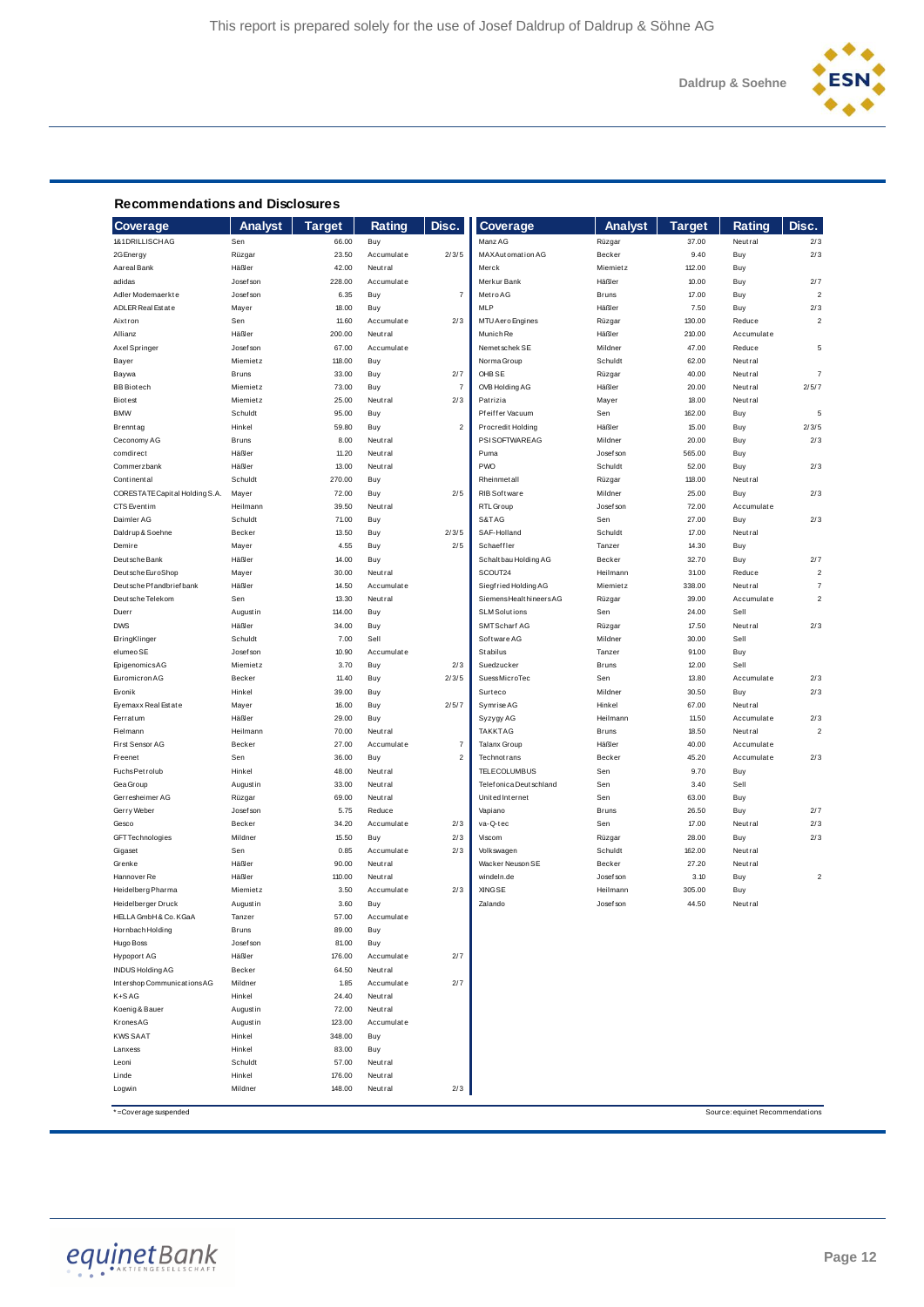## Recommendations and Disclosures

| Coverage | Analyst | Target | Rating | Disc. |
|---|---|---|---|---|
| 1&1 DRILLISCH AG | Sen | 66.00 | Buy | |
| 2G Energy | Rüzgar | 23.50 | Accumulate | 2/3/5 |
| Aareal Bank | Häßler | 42.00 | Neutral | |
| adidas | Josefson | 228.00 | Accumulate | |
| Adler Modemaerkte | Josefson | 6.35 | Buy | 7 |
| ADLER Real Estate | Mayer | 18.00 | Buy | |
| Aixtron | Sen | 11.60 | Accumulate | 2/3 |
| Allianz | Häßler | 200.00 | Neutral | |
| Axel Springer | Josefson | 67.00 | Accumulate | |
| Bayer | Miemietz | 118.00 | Buy | |
| Baywa | Bruns | 33.00 | Buy | 2/7 |
| BB Biotech | Miemietz | 73.00 | Buy | 7 |
| Biotest | Miemietz | 25.00 | Neutral | 2/3 |
| BMW | Schuldt | 95.00 | Buy | |
| Brenntag | Hinkel | 59.80 | Buy | 2 |
| Ceconomy AG | Bruns | 8.00 | Neutral | |
| comdirect | Häßler | 11.20 | Neutral | |
| Commerzbank | Häßler | 13.00 | Neutral | |
| Continental | Schuldt | 270.00 | Buy | |
| CORESTATE Capital Holding S.A. | Mayer | 72.00 | Buy | 2/5 |
| CTS Eventim | Heilmann | 39.50 | Neutral | |
| Daimler AG | Schuldt | 71.00 | Buy | |
| Daldrup & Soehne | Becker | 13.50 | Buy | 2/3/5 |
| Demire | Mayer | 4.55 | Buy | 2/5 |
| Deutsche Bank | Häßler | 14.00 | Buy | |
| Deutsche EuroShop | Mayer | 30.00 | Neutral | |
| Deutsche Pfandbriefbank | Häßler | 14.50 | Accumulate | |
| Deutsche Telekom | Sen | 13.30 | Neutral | |
| Duerr | Augustin | 114.00 | Buy | |
| DWS | Häßler | 34.00 | Buy | |
| ElringKlinger | Schuldt | 7.00 | Sell | |
| elumeo SE | Josefson | 10.90 | Accumulate | |
| Epigenomics AG | Miemietz | 3.70 | Buy | 2/3 |
| Euromicron AG | Becker | 11.40 | Buy | 2/3/5 |
| Evonik | Hinkel | 39.00 | Buy | |
| Eyemaxx Real Estate | Mayer | 16.00 | Buy | 2/5/7 |
| Ferratum | Häßler | 29.00 | Buy | |
| Fielmann | Heilmann | 70.00 | Neutral | |
| First Sensor AG | Becker | 27.00 | Accumulate | 7 |
| Freenet | Sen | 36.00 | Buy | 2 |
| Fuchs Petrolub | Hinkel | 48.00 | Neutral | |
| Gea Group | Augustin | 33.00 | Neutral | |
| Gerresheimer AG | Rüzgar | 69.00 | Neutral | |
| Gerry Weber | Josefson | 5.75 | Reduce | |
| Gesco | Becker | 34.20 | Accumulate | 2/3 |
| GFT Technologies | Mildner | 15.50 | Buy | 2/3 |
| Gigaset | Sen | 0.85 | Accumulate | 2/3 |
| Grenke | Häßler | 90.00 | Neutral | |
| Hannover Re | Häßler | 110.00 | Neutral | |
| Heidelberg Pharma | Miemietz | 3.50 | Accumulate | 2/3 |
| Heidelberger Druck | Augustin | 3.60 | Buy | |
| HELLA GmbH & Co. KGaA | Tanzer | 57.00 | Accumulate | |
| Hornbach Holding | Bruns | 89.00 | Buy | |
| Hugo Boss | Josefson | 81.00 | Buy | |
| Hypoport AG | Häßler | 176.00 | Accumulate | 2/7 |
| INDUS Holding AG | Becker | 64.50 | Neutral | |
| Intershop Communications AG | Mildner | 1.85 | Accumulate | 2/7 |
| K+S AG | Hinkel | 24.40 | Neutral | |
| Koenig & Bauer | Augustin | 72.00 | Neutral | |
| Krones AG | Augustin | 123.00 | Accumulate | |
| KWS SAAT | Hinkel | 348.00 | Buy | |
| Lanxess | Hinkel | 83.00 | Buy | |
| Leoni | Schuldt | 57.00 | Neutral | |
| Linde | Hinkel | 176.00 | Neutral | |
| Logwin | Mildner | 148.00 | Neutral | 2/3 |
| Manz AG | Rüzgar | 37.00 | Neutral | 2/3 |
| MAX Automation AG | Becker | 9.40 | Buy | 2/3 |
| Merck | Miemietz | 112.00 | Buy | |
| Merkur Bank | Häßler | 10.00 | Buy | 2/7 |
| Metro AG | Bruns | 17.00 | Buy | 2 |
| MLP | Häßler | 7.50 | Buy | 2/3 |
| MTU Aero Engines | Rüzgar | 130.00 | Reduce | 2 |
| Munich Re | Häßler | 210.00 | Accumulate | |
| Nemetschek SE | Mildner | 47.00 | Reduce | 5 |
| Norma Group | Schuldt | 62.00 | Neutral | |
| OHB SE | Rüzgar | 40.00 | Neutral | 7 |
| OVB Holding AG | Häßler | 20.00 | Neutral | 2/5/7 |
| Patrizia | Mayer | 18.00 | Neutral | |
| Pfeiffer Vacuum | Sen | 162.00 | Buy | 5 |
| Procredit Holding | Häßler | 15.00 | Buy | 2/3/5 |
| PSI SOFTWARE AG | Mildner | 20.00 | Buy | 2/3 |
| Puma | Josefson | 565.00 | Buy | |
| PWO | Schuldt | 52.00 | Buy | 2/3 |
| Rheinmetall | Rüzgar | 118.00 | Neutral | |
| RIB Software | Mildner | 25.00 | Buy | 2/3 |
| RTL Group | Josefson | 72.00 | Accumulate | |
| S&T AG | Sen | 27.00 | Buy | 2/3 |
| SAF-Holland | Schuldt | 17.00 | Neutral | |
| Schaeffler | Tanzer | 14.30 | Buy | |
| Schaltbau Holding AG | Becker | 32.70 | Buy | 2/7 |
| SCOUT24 | Heilmann | 31.00 | Reduce | 2 |
| Siegfried Holding AG | Miemietz | 338.00 | Neutral | 7 |
| Siemens Healthineers AG | Rüzgar | 39.00 | Accumulate | 2 |
| SLM Solutions | Sen | 24.00 | Sell | |
| SMT Scharf AG | Rüzgar | 17.50 | Neutral | 2/3 |
| Software AG | Mildner | 30.00 | Sell | |
| Stabilus | Tanzer | 91.00 | Buy | |
| Suedzucker | Bruns | 12.00 | Sell | |
| Suess MicroTec | Sen | 13.80 | Accumulate | 2/3 |
| Surteco | Mildner | 30.50 | Buy | 2/3 |
| Symrise AG | Hinkel | 67.00 | Neutral | |
| Syzygy AG | Heilmann | 11.50 | Accumulate | 2/3 |
| TAKKT AG | Bruns | 18.50 | Neutral | 2 |
| Talanx Group | Häßler | 40.00 | Accumulate | |
| Technotrans | Becker | 45.20 | Accumulate | 2/3 |
| TELECOLUMBUS | Sen | 9.70 | Buy | |
| Telefonica Deutschland | Sen | 3.40 | Sell | |
| United Internet | Sen | 63.00 | Buy | |
| Vapiano | Bruns | 26.50 | Buy | 2/7 |
| va-Q-tec | Sen | 17.00 | Neutral | 2/3 |
| Viscom | Rüzgar | 28.00 | Buy | 2/3 |
| Volkswagen | Schuldt | 162.00 | Neutral | |
| Wacker Neuson SE | Becker | 27.20 | Neutral | |
| windeln.de | Josefson | 3.10 | Buy | 2 |
| XING SE | Heilmann | 305.00 | Buy | |
| Zalando | Josefson | 44.50 | Neutral | |

\* = Coverage suspended

Source: equinet Recommendations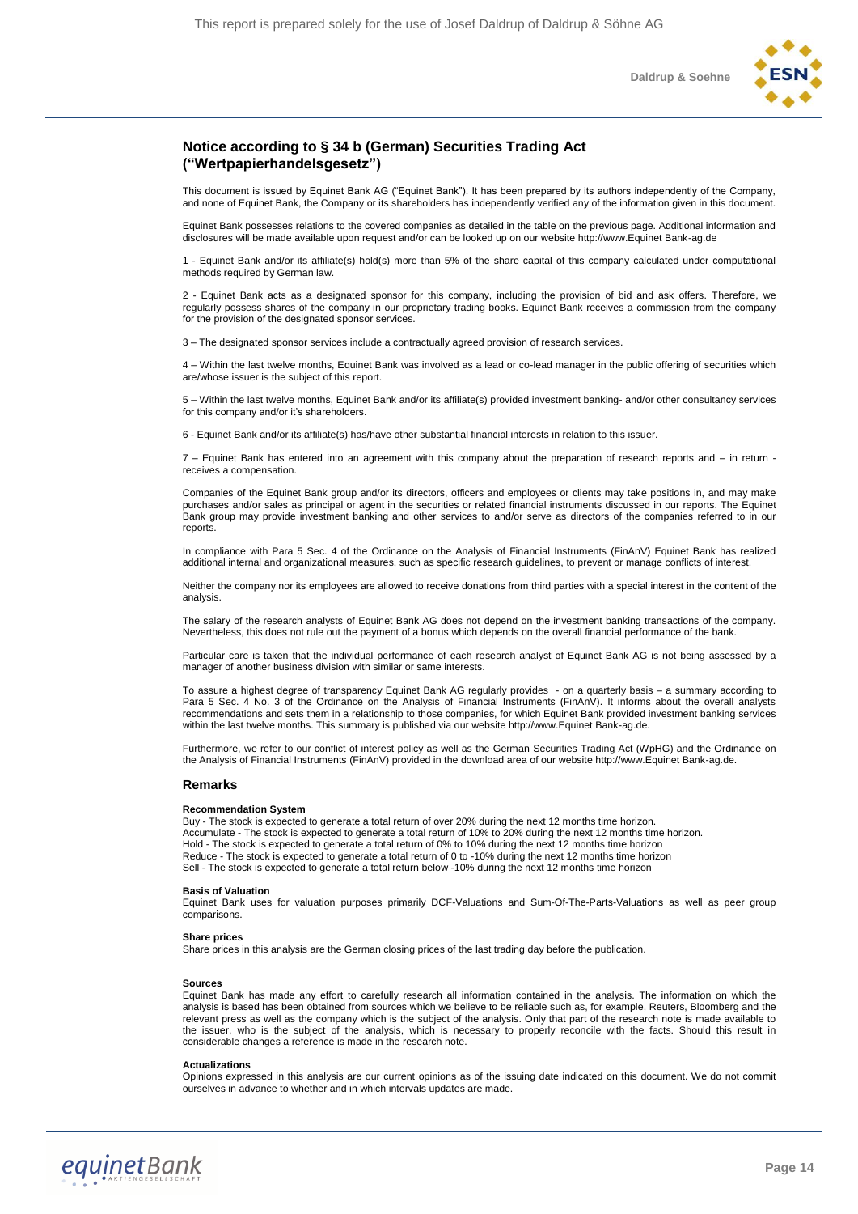## Notice according to § 34 b (German) Securities Trading Act ("Wertpapierhandelsgesetz")

This document is issued by Equinet Bank AG ("Equinet Bank"). It has been prepared by its authors independently of the Company, and none of Equinet Bank, the Company or its shareholders has independently verified any of the information given in this document.

Equinet Bank possesses relations to the covered companies as detailed in the table on the previous page. Additional information and disclosures will be made available upon request and/or can be looked up on our website http://www.Equinet Bank-ag.de

1 - Equinet Bank and/or its affiliate(s) hold(s) more than 5% of the share capital of this company calculated under computational methods required by German law.

2 - Equinet Bank acts as a designated sponsor for this company, including the provision of bid and ask offers. Therefore, we regularly possess shares of the company in our proprietary trading books. Equinet Bank receives a commission from the company for the provision of the designated sponsor services.

3 – The designated sponsor services include a contractually agreed provision of research services.

4 – Within the last twelve months, Equinet Bank was involved as a lead or co-lead manager in the public offering of securities which are/whose issuer is the subject of this report.

5 – Within the last twelve months, Equinet Bank and/or its affiliate(s) provided investment banking- and/or other consultancy services for this company and/or it's shareholders.

6 - Equinet Bank and/or its affiliate(s) has/have other substantial financial interests in relation to this issuer.

7 – Equinet Bank has entered into an agreement with this company about the preparation of research reports and – in return - receives a compensation.

Companies of the Equinet Bank group and/or its directors, officers and employees or clients may take positions in, and may make purchases and/or sales as principal or agent in the securities or related financial instruments discussed in our reports. The Equinet Bank group may provide investment banking and other services to and/or serve as directors of the companies referred to in our reports.

In compliance with Para 5 Sec. 4 of the Ordinance on the Analysis of Financial Instruments (FinAnV) Equinet Bank has realized additional internal and organizational measures, such as specific research guidelines, to prevent or manage conflicts of interest.

Neither the company nor its employees are allowed to receive donations from third parties with a special interest in the content of the analysis.

The salary of the research analysts of Equinet Bank AG does not depend on the investment banking transactions of the company. Nevertheless, this does not rule out the payment of a bonus which depends on the overall financial performance of the bank.

Particular care is taken that the individual performance of each research analyst of Equinet Bank AG is not being assessed by a manager of another business division with similar or same interests.

To assure a highest degree of transparency Equinet Bank AG regularly provides - on a quarterly basis – a summary according to Para 5 Sec. 4 No. 3 of the Ordinance on the Analysis of Financial Instruments (FinAnV). It informs about the overall analysts recommendations and sets them in a relationship to those companies, for which Equinet Bank provided investment banking services within the last twelve months. This summary is published via our website http://www.Equinet Bank-ag.de.

Furthermore, we refer to our conflict of interest policy as well as the German Securities Trading Act (WpHG) and the Ordinance on the Analysis of Financial Instruments (FinAnV) provided in the download area of our website http://www.Equinet Bank-ag.de.

## Remarks

**Recommendation System**

Buy - The stock is expected to generate a total return of over 20% during the next 12 months time horizon.
Accumulate - The stock is expected to generate a total return of 10% to 20% during the next 12 months time horizon.
Hold - The stock is expected to generate a total return of 0% to 10% during the next 12 months time horizon
Reduce - The stock is expected to generate a total return of 0 to -10% during the next 12 months time horizon
Sell - The stock is expected to generate a total return below -10% during the next 12 months time horizon

**Basis of Valuation**

Equinet Bank uses for valuation purposes primarily DCF-Valuations and Sum-Of-The-Parts-Valuations as well as peer group comparisons.

**Share prices**

Share prices in this analysis are the German closing prices of the last trading day before the publication.

**Sources**

Equinet Bank has made any effort to carefully research all information contained in the analysis. The information on which the analysis is based has been obtained from sources which we believe to be reliable such as, for example, Reuters, Bloomberg and the relevant press as well as the company which is the subject of the analysis. Only that part of the research note is made available to the issuer, who is the subject of the analysis, which is necessary to properly reconcile with the facts. Should this result in considerable changes a reference is made in the research note.

**Actualizations**

Opinions expressed in this analysis are our current opinions as of the issuing date indicated on this document. We do not commit ourselves in advance to whether and in which intervals updates are made.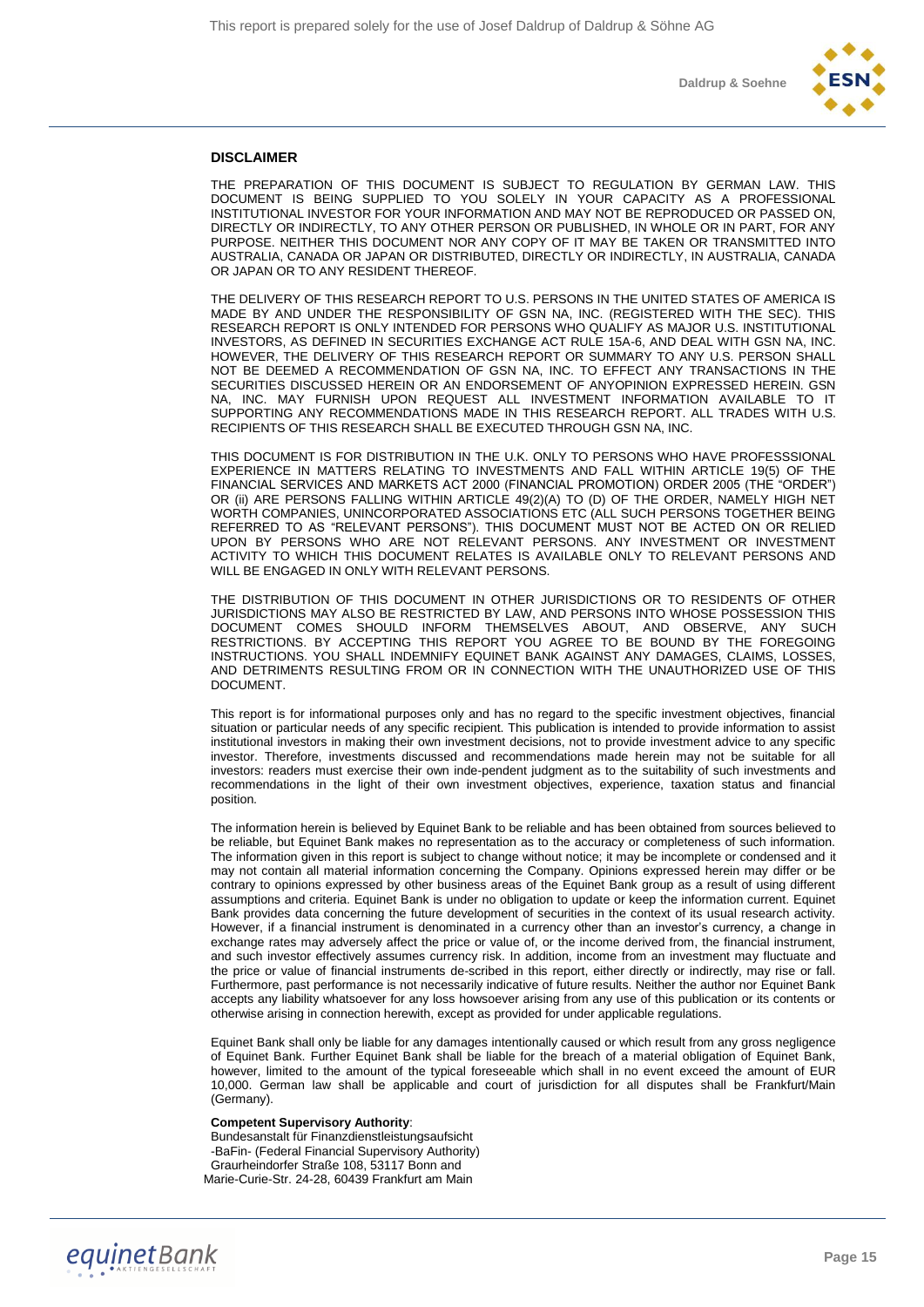## DISCLAIMER

THE PREPARATION OF THIS DOCUMENT IS SUBJECT TO REGULATION BY GERMAN LAW. THIS DOCUMENT IS BEING SUPPLIED TO YOU SOLELY IN YOUR CAPACITY AS A PROFESSIONAL INSTITUTIONAL INVESTOR FOR YOUR INFORMATION AND MAY NOT BE REPRODUCED OR PASSED ON, DIRECTLY OR INDIRECTLY, TO ANY OTHER PERSON OR PUBLISHED, IN WHOLE OR IN PART, FOR ANY PURPOSE. NEITHER THIS DOCUMENT NOR ANY COPY OF IT MAY BE TAKEN OR TRANSMITTED INTO AUSTRALIA, CANADA OR JAPAN OR DISTRIBUTED, DIRECTLY OR INDIRECTLY, IN AUSTRALIA, CANADA OR JAPAN OR TO ANY RESIDENT THEREOF.

THE DELIVERY OF THIS RESEARCH REPORT TO U.S. PERSONS IN THE UNITED STATES OF AMERICA IS MADE BY AND UNDER THE RESPONSIBILITY OF GSN NA, INC. (REGISTERED WITH THE SEC). THIS RESEARCH REPORT IS ONLY INTENDED FOR PERSONS WHO QUALIFY AS MAJOR U.S. INSTITUTIONAL INVESTORS, AS DEFINED IN SECURITIES EXCHANGE ACT RULE 15A-6, AND DEAL WITH GSN NA, INC. HOWEVER, THE DELIVERY OF THIS RESEARCH REPORT OR SUMMARY TO ANY U.S. PERSON SHALL NOT BE DEEMED A RECOMMENDATION OF GSN NA, INC. TO EFFECT ANY TRANSACTIONS IN THE SECURITIES DISCUSSED HEREIN OR AN ENDORSEMENT OF ANYOPINION EXPRESSED HEREIN. GSN NA, INC. MAY FURNISH UPON REQUEST ALL INVESTMENT INFORMATION AVAILABLE TO IT SUPPORTING ANY RECOMMENDATIONS MADE IN THIS RESEARCH REPORT. ALL TRADES WITH U.S. RECIPIENTS OF THIS RESEARCH SHALL BE EXECUTED THROUGH GSN NA, INC.

THIS DOCUMENT IS FOR DISTRIBUTION IN THE U.K. ONLY TO PERSONS WHO HAVE PROFESSSIONAL EXPERIENCE IN MATTERS RELATING TO INVESTMENTS AND FALL WITHIN ARTICLE 19(5) OF THE FINANCIAL SERVICES AND MARKETS ACT 2000 (FINANCIAL PROMOTION) ORDER 2005 (THE "ORDER") OR (ii) ARE PERSONS FALLING WITHIN ARTICLE 49(2)(A) TO (D) OF THE ORDER, NAMELY HIGH NET WORTH COMPANIES, UNINCORPORATED ASSOCIATIONS ETC (ALL SUCH PERSONS TOGETHER BEING REFERRED TO AS "RELEVANT PERSONS"). THIS DOCUMENT MUST NOT BE ACTED ON OR RELIED UPON BY PERSONS WHO ARE NOT RELEVANT PERSONS. ANY INVESTMENT OR INVESTMENT ACTIVITY TO WHICH THIS DOCUMENT RELATES IS AVAILABLE ONLY TO RELEVANT PERSONS AND WILL BE ENGAGED IN ONLY WITH RELEVANT PERSONS.

THE DISTRIBUTION OF THIS DOCUMENT IN OTHER JURISDICTIONS OR TO RESIDENTS OF OTHER JURISDICTIONS MAY ALSO BE RESTRICTED BY LAW, AND PERSONS INTO WHOSE POSSESSION THIS DOCUMENT COMES SHOULD INFORM THEMSELVES ABOUT, AND OBSERVE, ANY SUCH RESTRICTIONS. BY ACCEPTING THIS REPORT YOU AGREE TO BE BOUND BY THE FOREGOING INSTRUCTIONS. YOU SHALL INDEMNIFY EQUINET BANK AGAINST ANY DAMAGES, CLAIMS, LOSSES, AND DETRIMENTS RESULTING FROM OR IN CONNECTION WITH THE UNAUTHORIZED USE OF THIS DOCUMENT.

This report is for informational purposes only and has no regard to the specific investment objectives, financial situation or particular needs of any specific recipient. This publication is intended to provide information to assist institutional investors in making their own investment decisions, not to provide investment advice to any specific investor. Therefore, investments discussed and recommendations made herein may not be suitable for all investors: readers must exercise their own inde-pendent judgment as to the suitability of such investments and recommendations in the light of their own investment objectives, experience, taxation status and financial position.

The information herein is believed by Equinet Bank to be reliable and has been obtained from sources believed to be reliable, but Equinet Bank makes no representation as to the accuracy or completeness of such information. The information given in this report is subject to change without notice; it may be incomplete or condensed and it may not contain all material information concerning the Company. Opinions expressed herein may differ or be contrary to opinions expressed by other business areas of the Equinet Bank group as a result of using different assumptions and criteria. Equinet Bank is under no obligation to update or keep the information current. Equinet Bank provides data concerning the future development of securities in the context of its usual research activity. However, if a financial instrument is denominated in a currency other than an investor's currency, a change in exchange rates may adversely affect the price or value of, or the income derived from, the financial instrument, and such investor effectively assumes currency risk. In addition, income from an investment may fluctuate and the price or value of financial instruments de-scribed in this report, either directly or indirectly, may rise or fall. Furthermore, past performance is not necessarily indicative of future results. Neither the author nor Equinet Bank accepts any liability whatsoever for any loss howsoever arising from any use of this publication or its contents or otherwise arising in connection herewith, except as provided for under applicable regulations.

Equinet Bank shall only be liable for any damages intentionally caused or which result from any gross negligence of Equinet Bank. Further Equinet Bank shall be liable for the breach of a material obligation of Equinet Bank, however, limited to the amount of the typical foreseeable which shall in no event exceed the amount of EUR 10,000. German law shall be applicable and court of jurisdiction for all disputes shall be Frankfurt/Main (Germany).

**Competent Supervisory Authority**:
Bundesanstalt für Finanzdienstleistungsaufsicht
-BaFin- (Federal Financial Supervisory Authority)
Graurheindorfer Straße 108, 53117 Bonn and
Marie-Curie-Str. 24-28, 60439 Frankfurt am Main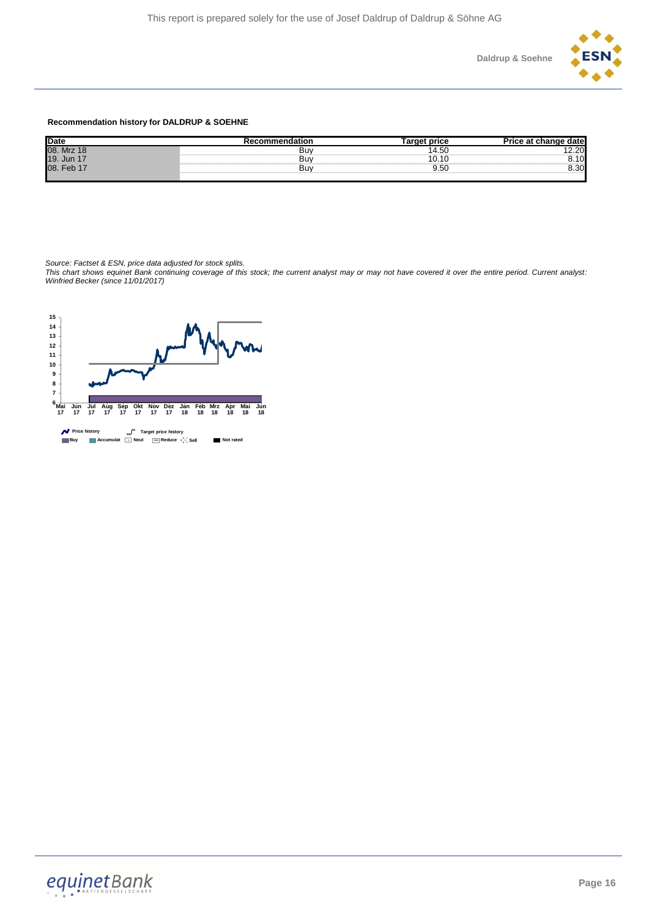**Recommendation history for DALDRUP & SOEHNE**

| Date | Recommendation | Target price | Price at change date |
|---|---|---|---|
| 08. Mrz 18 | Buy | 14.50 | 12.20 |
| 19. Jun 17 | Buy | 10.10 | 8.10 |
| 08. Feb 17 | Buy | 9.50 | 8.30 |

*Source: Factset & ESN, price data adjusted for stock splits.*
*This chart shows equinet Bank continuing coverage of this stock; the current analyst may or may not have covered it over the entire period. Current analyst: Winfried Becker (since 11/01/2017)*

Price history | Target price history
Buy | Accumulat | Neut | Reduce | Sell | Not rated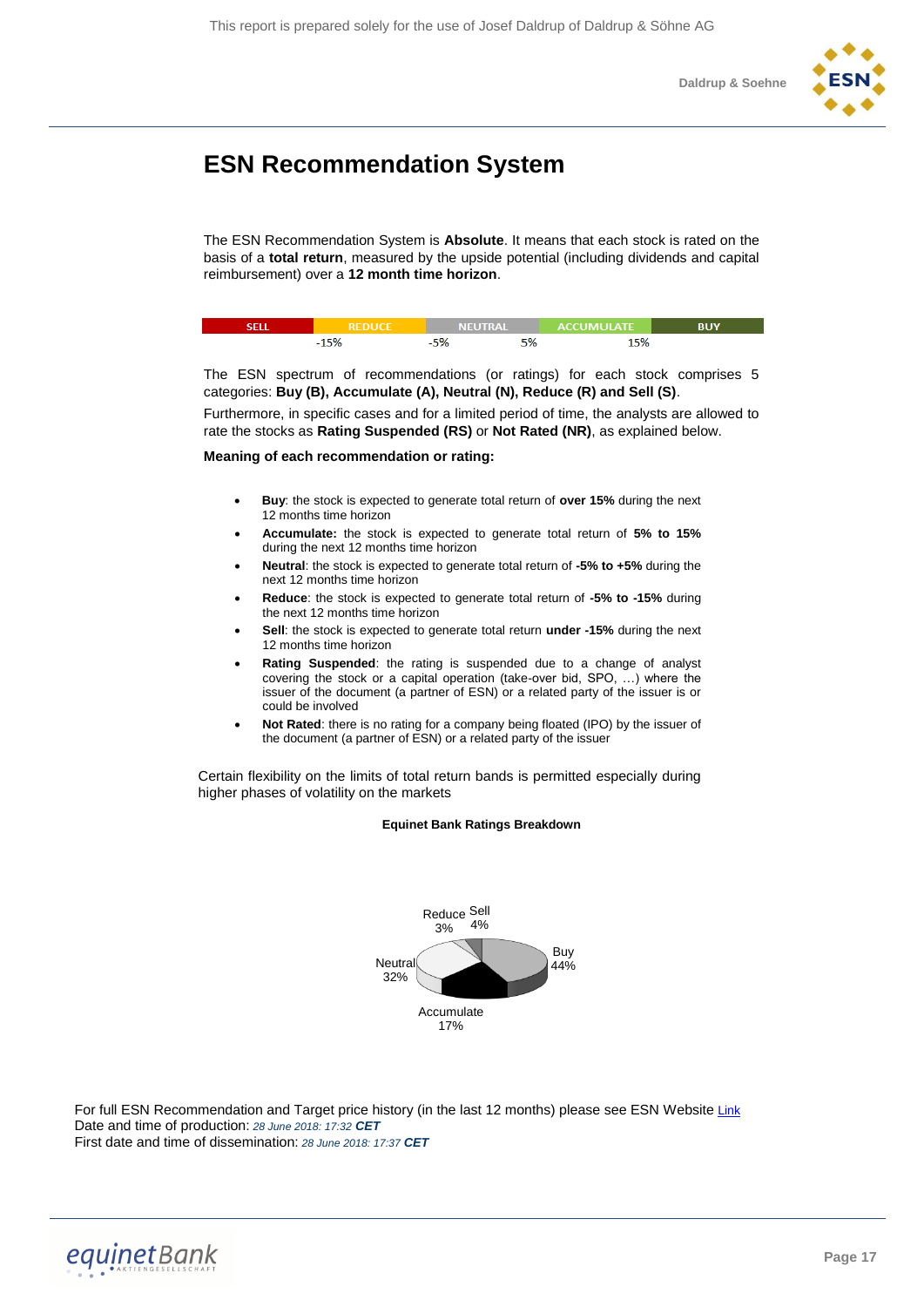# ESN Recommendation System

The ESN Recommendation System is **Absolute**. It means that each stock is rated on the basis of a **total return**, measured by the upside potential (including dividends and capital reimbursement) over a **12 month time horizon**.

| SELL | REDUCE | NEUTRAL | ACCUMULATE | BUY |
|---|---|---|---|---|
| | -15% | -5% | 5% | 15% |

The ESN spectrum of recommendations (or ratings) for each stock comprises 5 categories: **Buy (B), Accumulate (A), Neutral (N), Reduce (R) and Sell (S)**.

Furthermore, in specific cases and for a limited period of time, the analysts are allowed to rate the stocks as **Rating Suspended (RS)** or **Not Rated (NR)**, as explained below.

**Meaning of each recommendation or rating:**

- **Buy**: the stock is expected to generate total return of **over 15%** during the next 12 months time horizon
- **Accumulate:** the stock is expected to generate total return of **5% to 15%** during the next 12 months time horizon
- **Neutral**: the stock is expected to generate total return of **-5% to +5%** during the next 12 months time horizon
- **Reduce**: the stock is expected to generate total return of **-5% to -15%** during the next 12 months time horizon
- **Sell**: the stock is expected to generate total return **under -15%** during the next 12 months time horizon
- **Rating Suspended**: the rating is suspended due to a change of analyst covering the stock or a capital operation (take-over bid, SPO, …) where the issuer of the document (a partner of ESN) or a related party of the issuer is or could be involved
- **Not Rated**: there is no rating for a company being floated (IPO) by the issuer of the document (a partner of ESN) or a related party of the issuer

Certain flexibility on the limits of total return bands is permitted especially during higher phases of volatility on the markets

**Equinet Bank Ratings Breakdown**

| Rating | Share |
|---|---|
| Buy | 44% |
| Accumulate | 17% |
| Neutral | 32% |
| Reduce | 3% |
| Sell | 4% |

For full ESN Recommendation and Target price history (in the last 12 months) please see ESN Website Link
Date and time of production: *28 June 2018: 17:32* ***CET***
First date and time of dissemination: *28 June 2018: 17:37* ***CET***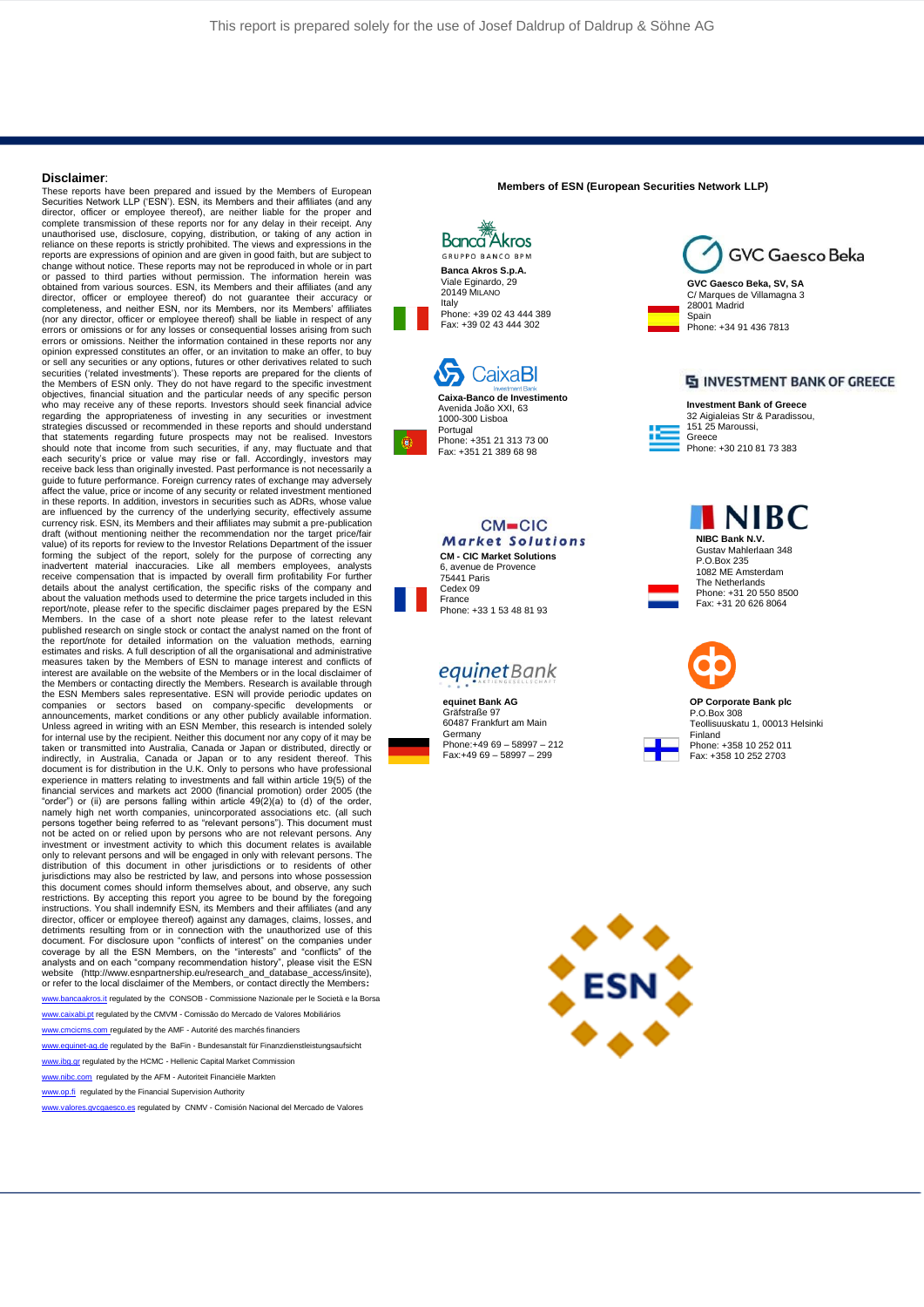**Disclaimer**:

These reports have been prepared and issued by the Members of European Securities Network LLP ('ESN'). ESN, its Members and their affiliates (and any director, officer or employee thereof), are neither liable for the proper and complete transmission of these reports nor for any delay in their receipt. Any unauthorised use, disclosure, copying, distribution, or taking of any action in reliance on these reports is strictly prohibited. The views and expressions in the reports are expressions of opinion and are given in good faith, but are subject to change without notice. These reports may not be reproduced in whole or in part or passed to third parties without permission. The information herein was obtained from various sources. ESN, its Members and their affiliates (and any director, officer or employee thereof) do not guarantee their accuracy or completeness, and neither ESN, nor its Members, nor its Members' affiliates (nor any director, officer or employee thereof) shall be liable in respect of any errors or omissions or for any losses or consequential losses arising from such errors or omissions. Neither the information contained in these reports nor any opinion expressed constitutes an offer, or an invitation to make an offer, to buy or sell any securities or any options, futures or other derivatives related to such securities ('related investments'). These reports are prepared for the clients of the Members of ESN only. They do not have regard to the specific investment objectives, financial situation and the particular needs of any specific person who may receive any of these reports. Investors should seek financial advice regarding the appropriateness of investing in any securities or investment strategies discussed or recommended in these reports and should understand that statements regarding future prospects may not be realised. Investors should note that income from such securities, if any, may fluctuate and that each security's price or value may rise or fall. Accordingly, investors may receive back less than originally invested. Past performance is not necessarily a guide to future performance. Foreign currency rates of exchange may adversely affect the value, price or income of any security or related investment mentioned in these reports. In addition, investors in securities such as ADRs, whose value are influenced by the currency of the underlying security, effectively assume currency risk. ESN, its Members and their affiliates may submit a pre-publication draft (without mentioning neither the recommendation nor the target price/fair value) of its reports for review to the Investor Relations Department of the issuer forming the subject of the report, solely for the purpose of correcting any inadvertent material inaccuracies. Like all members employees, analysts receive compensation that is impacted by overall firm profitability For further details about the analyst certification, the specific risks of the company and about the valuation methods used to determine the price targets included in this report/note, please refer to the specific disclaimer pages prepared by the ESN Members. In the case of a short note please refer to the latest relevant published research on single stock or contact the analyst named on the front of the report/note for detailed information on the valuation methods, earning estimates and risks. A full description of all the organisational and administrative measures taken by the Members of ESN to manage interest and conflicts of interest are available on the website of the Members or in the local disclaimer of the Members or contacting directly the Members. Research is available through the ESN Members sales representative. ESN will provide periodic updates on companies or sectors based on company-specific developments or announcements, market conditions or any other publicly available information. Unless agreed in writing with an ESN Member, this research is intended solely for internal use by the recipient. Neither this document nor any copy of it may be taken or transmitted into Australia, Canada or Japan or distributed, directly or indirectly, in Australia, Canada or Japan or to any resident thereof. This document is for distribution in the U.K. Only to persons who have professional experience in matters relating to investments and fall within article 19(5) of the financial services and markets act 2000 (financial promotion) order 2005 (the "order") or (ii) are persons falling within article 49(2)(a) to (d) of the order, namely high net worth companies, unincorporated associations etc. (all such persons together being referred to as "relevant persons"). This document must not be acted on or relied upon by persons who are not relevant persons. Any investment or investment activity to which this document relates is available only to relevant persons and will be engaged in only with relevant persons. The distribution of this document in other jurisdictions or to residents of other jurisdictions may also be restricted by law, and persons into whose possession this document comes should inform themselves about, and observe, any such restrictions. By accepting this report you agree to be bound by the foregoing instructions. You shall indemnify ESN, its Members and their affiliates (and any director, officer or employee thereof) against any damages, claims, losses, and detriments resulting from or in connection with the unauthorized use of this document. For disclosure upon "conflicts of interest" on the companies under coverage by all the ESN Members, on the "interests" and "conflicts" of the analysts and on each "company recommendation history", please visit the ESN website (http://www.esnpartnership.eu/research_and_database_access/insite), or refer to the local disclaimer of the Members, or contact directly the Members:

www.bancaakros.it regulated by the CONSOB - Commissione Nazionale per le Società e la Borsa

www.caixabi.pt regulated by the CMVM - Comissão do Mercado de Valores Mobiliários

www.cmcics.com regulated by the AMF - Autorité des marchés financiers

www.equinet-ag.de regulated by the BaFin - Bundesanstalt für Finanzdienstleistungsaufsicht

www.ibg.gr regulated by the HCMC - Hellenic Capital Market Commission

www.nibc.com regulated by the AFM - Autoriteit Financiële Markten

www.op.fi regulated by the Financial Supervision Authority

www.valores.gvcgaesco.es regulated by CNMV - Comisión Nacional del Mercado de Valores

**Members of ESN (European Securities Network LLP)**

**Banca Akros S.p.A.**
Viale Eginardo, 29
20149 MILANO
Italy
Phone: +39 02 43 444 389
Fax: +39 02 43 444 302

**GVC Gaesco Beka, SV, SA**
C/ Marques de Villamagna 3
28001 Madrid
Spain
Phone: +34 91 436 7813

**Caixa-Banco de Investimento**
Avenida João XXI, 63
1000-300 Lisboa
Portugal
Phone: +351 21 313 73 00
Fax: +351 21 389 68 98

**Investment Bank of Greece**
32 Aigialeias Str & Paradissou,
151 25 Maroussi,
Greece
Phone: +30 210 81 73 383

**CM - CIC Market Solutions**
6, avenue de Provence
75441 Paris
Cedex 09
France
Phone: +33 1 53 48 81 93

**NIBC Bank N.V.**
Gustav Mahlerlaan 348
P.O.Box 235
1082 ME Amsterdam
The Netherlands
Phone: +31 20 550 8500
Fax: +31 20 626 8064

**equinet Bank AG**
Gräfstraße 97
60487 Frankfurt am Main
Germany
Phone:+49 69 – 58997 – 212
Fax:+49 69 – 58997 – 299

**OP Corporate Bank plc**
P.O.Box 308
Teollisuuskatu 1, 00013 Helsinki
Finland
Phone: +358 10 252 011
Fax: +358 10 252 2703